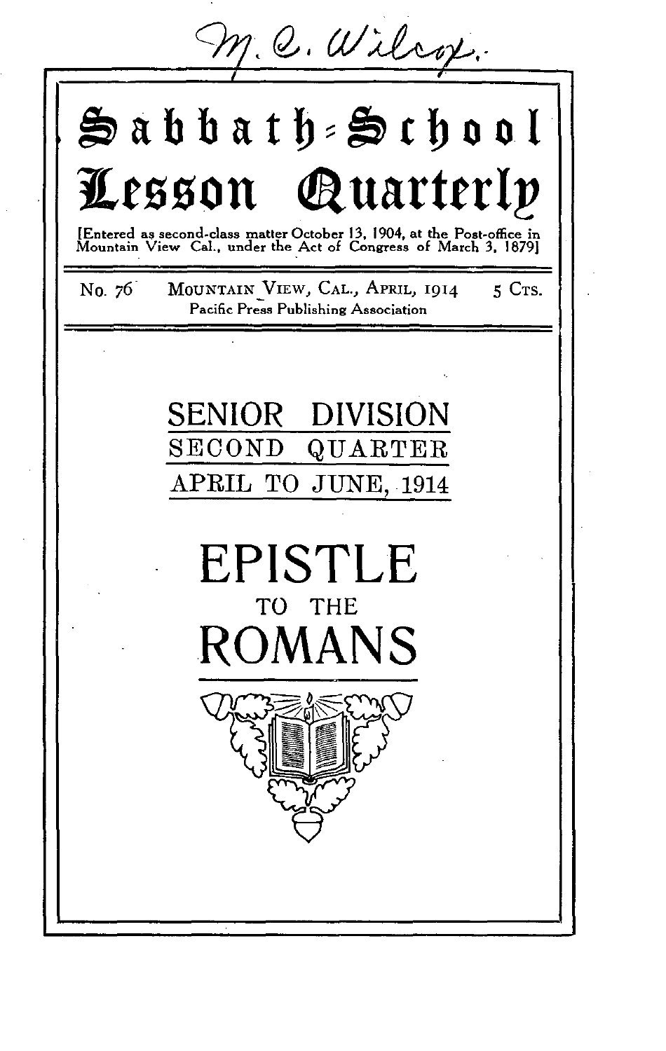M. E. Wilcox.

# Sabbath-School Lesson Quarterly

[Entered as second-class matter October 13, 1904, at the Post-office in Mountain View Cal., under the Act of Congress of March 3, 1879]

No. 76 MOUNTAIN VIEW, CAL., APRIL, 1914 5 CTS.

Pacific Press Publishing Association

## SENIOR DIVISION

## SECOND QUARTER

## APRIL TO JUNE, 1914

# EPISTLE TO THE ROMANS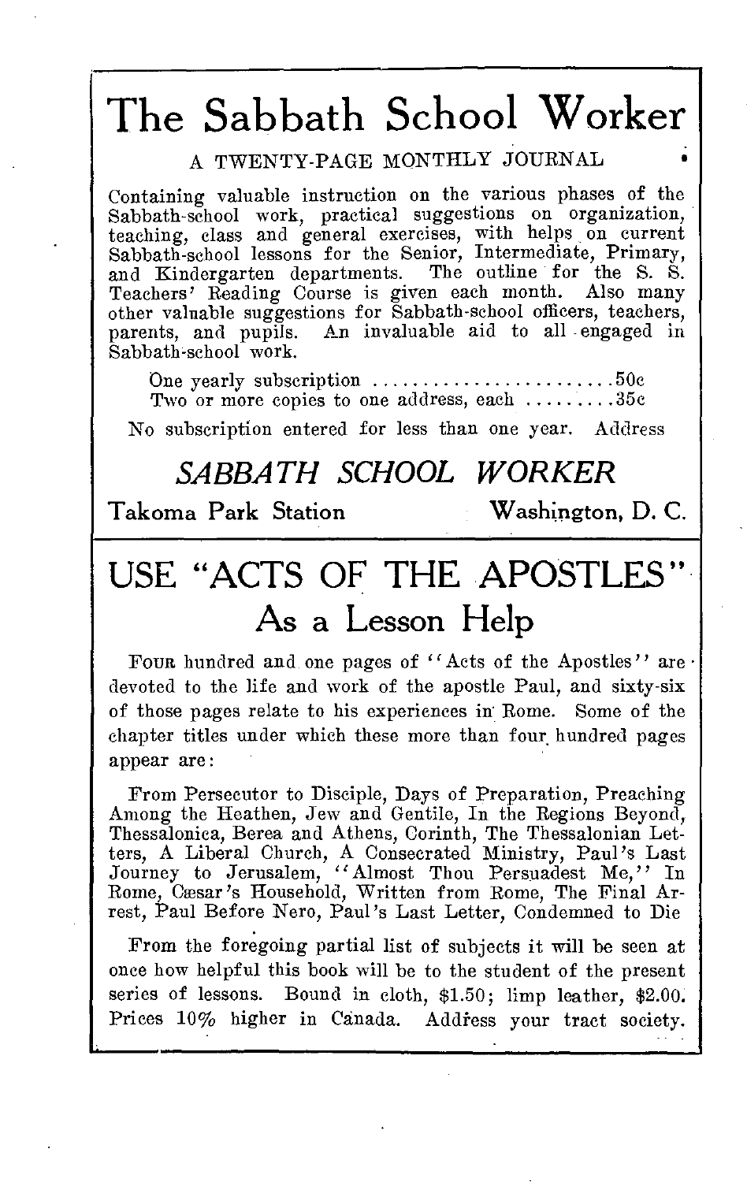# The Sabbath School Worker

A TWENTY-PAGE MONTHLY JOURNAL

Containing valuable instruction on the various phases of the Sabbath-school work, practical suggestions on organization, teaching, class and general exercises, with helps on current Sabbath-school lessons for the Senior, Intermediate, Primary, and Kindergarten departments. The outline for the S. S. Teachers' Reading Course is given each month. Also many other valuable suggestions for Sabbath-school officers, teachers, parents, and pupils. An invaluable aid to all engaged in Sabbath-school work.

One yearly subscription ........................ 50c
Two or more copies to one address, each ......... 35c

No subscription entered for less than one year. Address

## *SABBATH SCHOOL WORKER*

Takoma Park Station Washington, D. C.

---

# USE "ACTS OF THE APOSTLES"
## As a Lesson Help

FOUR hundred and one pages of "Acts of the Apostles" are devoted to the life and work of the apostle Paul, and sixty-six of those pages relate to his experiences in Rome. Some of the chapter titles under which these more than four hundred pages appear are:

From Persecutor to Disciple, Days of Preparation, Preaching Among the Heathen, Jew and Gentile, In the Regions Beyond, Thessalonica, Berea and Athens, Corinth, The Thessalonian Letters, A Liberal Church, A Consecrated Ministry, Paul's Last Journey to Jerusalem, "Almost Thou Persuadest Me," In Rome, Cæsar's Household, Written from Rome, The Final Arrest, Paul Before Nero, Paul's Last Letter, Condemned to Die

From the foregoing partial list of subjects it will be seen at once how helpful this book will be to the student of the present series of lessons. Bound in cloth, $1.50; limp leather, $2.00. Prices 10% higher in Canada. Address your tract society.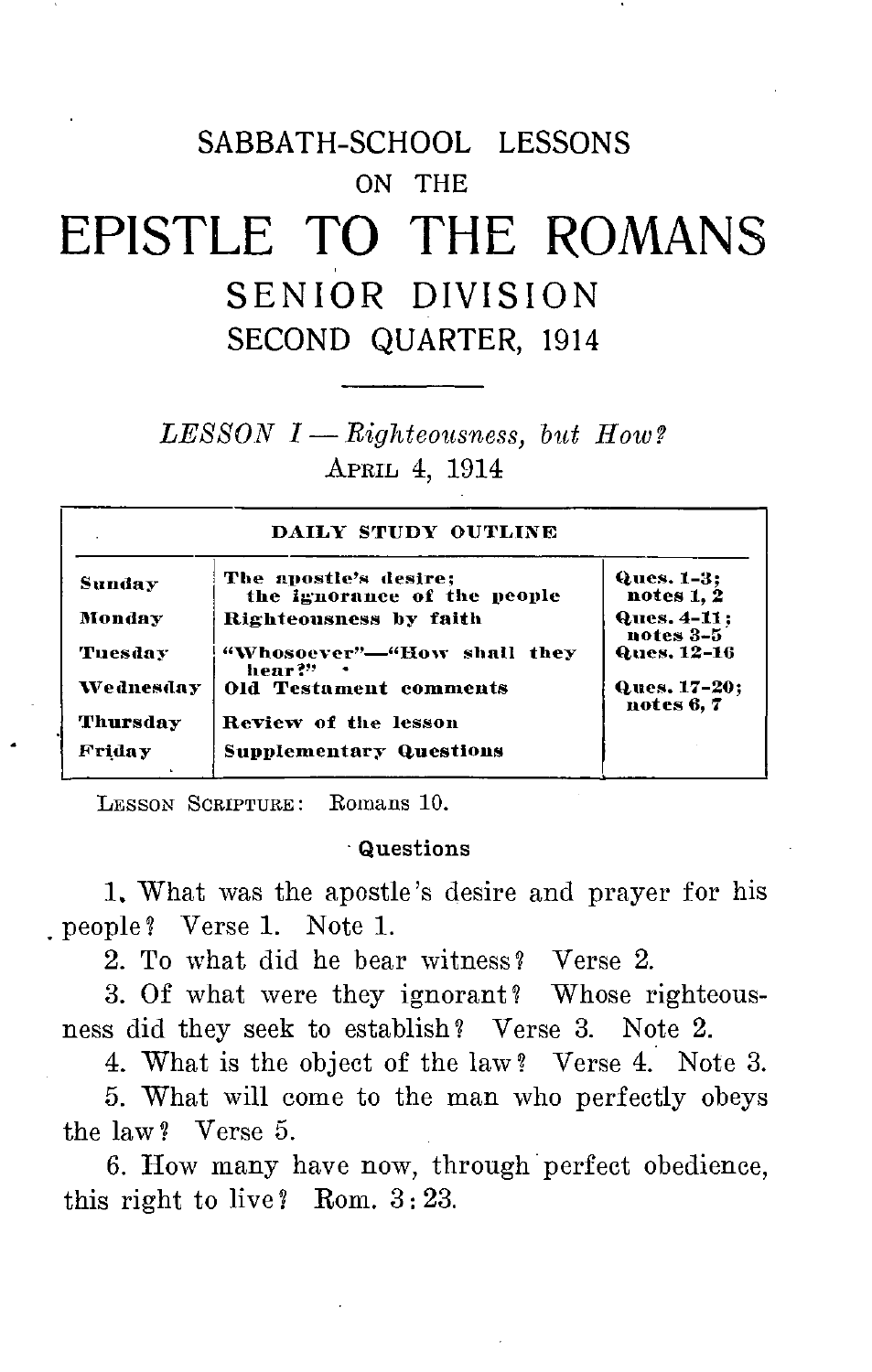# SABBATH-SCHOOL LESSONS
## ON THE
# EPISTLE TO THE ROMANS
## SENIOR DIVISION
## SECOND QUARTER, 1914

### *LESSON I — Righteousness, but How?*
APRIL 4, 1914

| DAILY STUDY OUTLINE | | |
|---|---|---|
| Sunday | The apostle's desire; the ignorance of the people | Ques. 1-3; notes 1, 2 |
| Monday | Righteousness by faith | Ques. 4-11; notes 3-5 |
| Tuesday | "Whosoever"—"How shall they hear?" | Ques. 12-16 |
| Wednesday | Old Testament comments | Ques. 17-20; notes 6, 7 |
| Thursday | Review of the lesson | |
| Friday | Supplementary Questions | |

LESSON SCRIPTURE: Romans 10.

**Questions**

1. What was the apostle's desire and prayer for his people? Verse 1. Note 1.

2. To what did he bear witness? Verse 2.

3. Of what were they ignorant? Whose righteousness did they seek to establish? Verse 3. Note 2.

4. What is the object of the law? Verse 4. Note 3.

5. What will come to the man who perfectly obeys the law? Verse 5.

6. How many have now, through perfect obedience, this right to live? Rom. 3:23.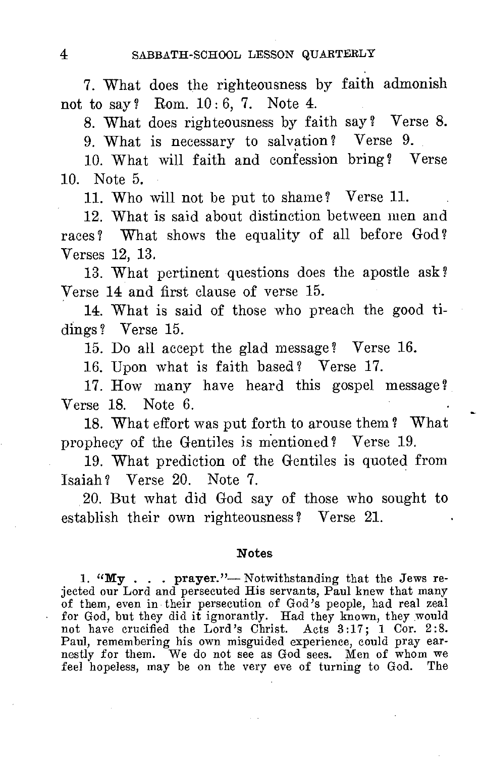7. What does the righteousness by faith admonish not to say? Rom. 10:6, 7. Note 4.

8. What does righteousness by faith say? Verse 8.

9. What is necessary to salvation? Verse 9.

10. What will faith and confession bring? Verse 10. Note 5.

11. Who will not be put to shame? Verse 11.

12. What is said about distinction between men and races? What shows the equality of all before God? Verses 12, 13.

13. What pertinent questions does the apostle ask? Verse 14 and first clause of verse 15.

14. What is said of those who preach the good tidings? Verse 15.

15. Do all accept the glad message? Verse 16.

16. Upon what is faith based? Verse 17.

17. How many have heard this gospel message? Verse 18. Note 6.

18. What effort was put forth to arouse them? What prophecy of the Gentiles is mentioned? Verse 19.

19. What prediction of the Gentiles is quoted from Isaiah? Verse 20. Note 7.

20. But what did God say of those who sought to establish their own righteousness? Verse 21.

#### Notes

1. "**My . . . prayer.**"— Notwithstanding that the Jews rejected our Lord and persecuted His servants, Paul knew that many of them, even in their persecution of God's people, had real zeal for God, but they did it ignorantly. Had they known, they would not have crucified the Lord's Christ. Acts 3:17; 1 Cor. 2:8. Paul, remembering his own misguided experience, could pray earnestly for them. We do not see as God sees. Men of whom we feel hopeless, may be on the very eve of turning to God. The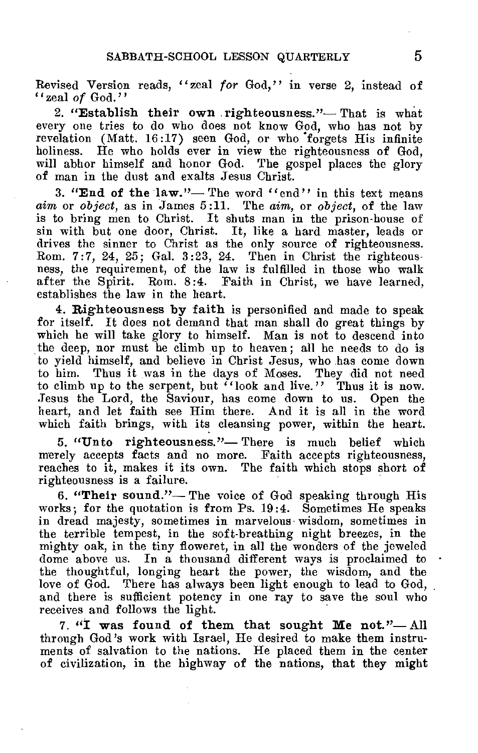Revised Version reads, "zeal *for* God," in verse 2, instead of "zeal *of* God."

2. **"Establish their own righteousness."**— That is what every one tries to do who does not know God, who has not by revelation (Matt. 16:17) seen God, or who forgets His infinite holiness. He who holds ever in view the righteousness of God, will abhor himself and honor God. The gospel places the glory of man in the dust and exalts Jesus Christ.

3. **"End of the law."**— The word "end" in this text means *aim* or *object*, as in James 5:11. The *aim*, or *object*, of the law is to bring men to Christ. It shuts man in the prison-house of sin with but one door, Christ. It, like a hard master, leads or drives the sinner to Christ as the only source of righteousness. Rom. 7:7, 24, 25; Gal. 3:23, 24. Then in Christ the righteousness, the requirement, of the law is fulfilled in those who walk after the Spirit. Rom. 8:4. Faith in Christ, we have learned, establishes the law in the heart.

4. **Righteousness by faith** is personified and made to speak for itself. It does not demand that man shall do great things by which he will take glory to himself. Man is not to descend into the deep, nor must he climb up to heaven; all he needs to do is to yield himself, and believe in Christ Jesus, who has come down to him. Thus it was in the days of Moses. They did not need to climb up to the serpent, but "look and live." Thus it is now. Jesus the Lord, the Saviour, has come down to us. Open the heart, and let faith see Him there. And it is all in the word which faith brings, with its cleansing power, within the heart.

5. **"Unto righteousness."**— There is much belief which merely accepts facts and no more. Faith accepts righteousness, reaches to it, makes it its own. The faith which stops short of righteousness is a failure.

6. **"Their sound."**— The voice of God speaking through His works; for the quotation is from Ps. 19:4. Sometimes He speaks in dread majesty, sometimes in marvelous wisdom, sometimes in the terrible tempest, in the soft-breathing night breezes, in the mighty oak, in the tiny floweret, in all the wonders of the jeweled dome above us. In a thousand different ways is proclaimed to the thoughtful, longing heart the power, the wisdom, and the love of God. There has always been light enough to lead to God, and there is sufficient potency in one ray to save the soul who receives and follows the light.

7. **"I was found of them that sought Me not."**— All through God's work with Israel, He desired to make them instruments of salvation to the nations. He placed them in the center of civilization, in the highway of the nations, that they might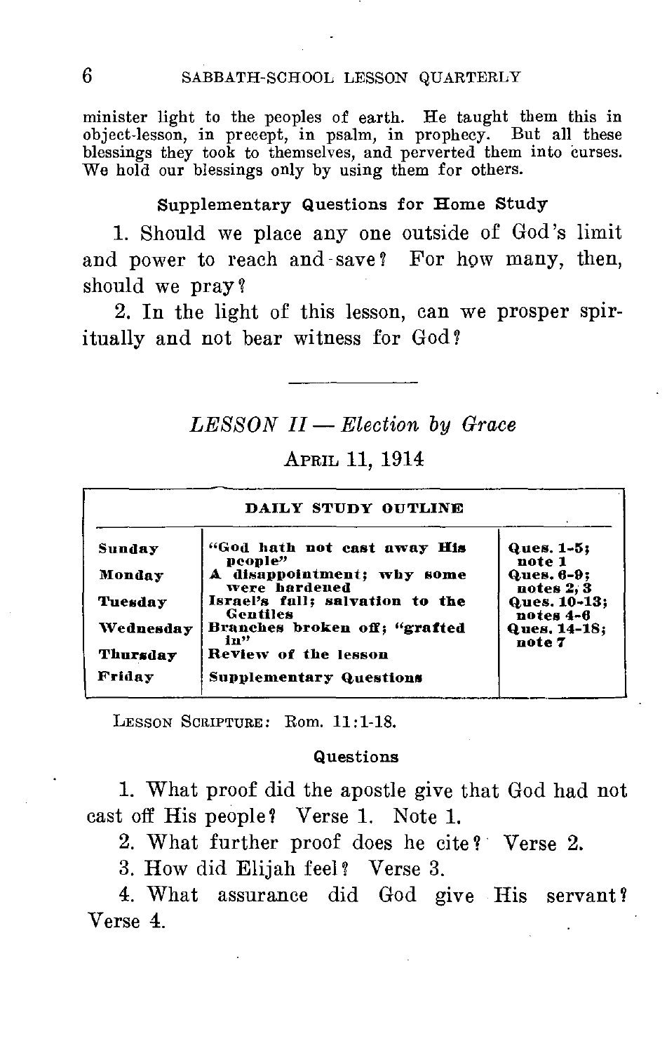minister light to the peoples of earth. He taught them this in object-lesson, in precept, in psalm, in prophecy. But all these blessings they took to themselves, and perverted them into curses. We hold our blessings only by using them for others.

### Supplementary Questions for Home Study

1. Should we place any one outside of God's limit and power to reach and save? For how many, then, should we pray?

2. In the light of this lesson, can we prosper spiritually and not bear witness for God?

---

## *LESSON II — Election by Grace*

### April 11, 1914

| DAILY STUDY OUTLINE | | |
|---|---|---|
| **Sunday** | **"God hath not cast away His people"** | **Ques. 1-5; note 1** |
| **Monday** | **A disappointment; why some were hardened** | **Ques. 6-9; notes 2, 3** |
| **Tuesday** | **Israel's fall; salvation to the Gentiles** | **Ques. 10-13; notes 4-6** |
| **Wednesday** | **Branches broken off; "grafted in"** | **Ques. 14-18; note 7** |
| **Thursday** | **Review of the lesson** | |
| **Friday** | **Supplementary Questions** | |

Lesson Scripture: Rom. 11:1-18.

### Questions

1. What proof did the apostle give that God had not cast off His people? Verse 1. Note 1.

2. What further proof does he cite? Verse 2.

3. How did Elijah feel? Verse 3.

4. What assurance did God give His servant? Verse 4.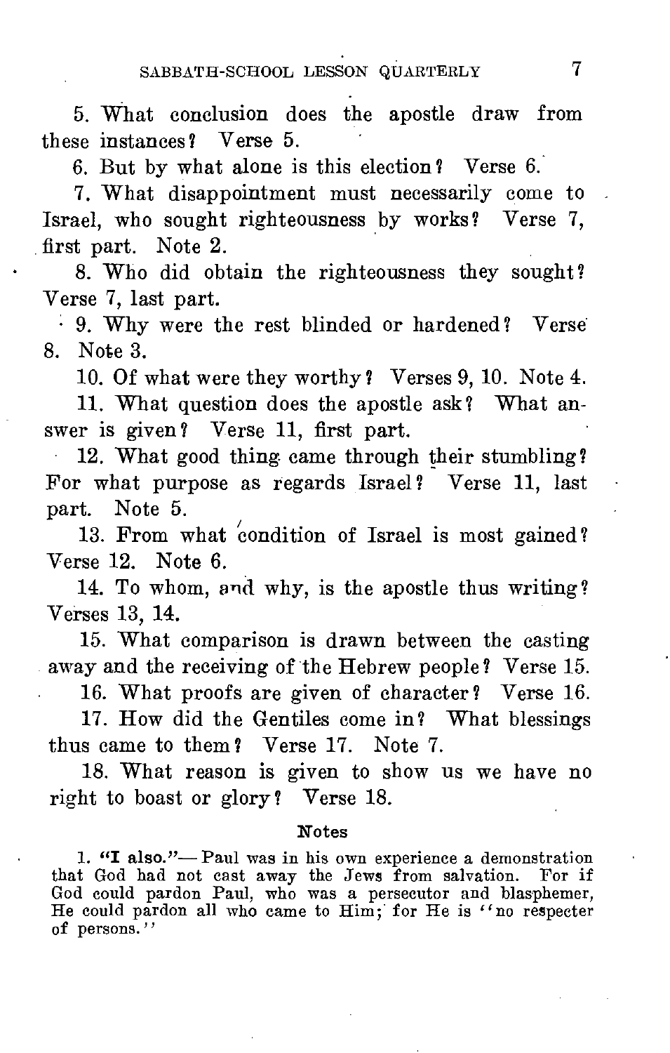5. What conclusion does the apostle draw from these instances? Verse 5.

6. But by what alone is this election? Verse 6.

7. What disappointment must necessarily come to Israel, who sought righteousness by works? Verse 7, first part. Note 2.

8. Who did obtain the righteousness they sought? Verse 7, last part.

9. Why were the rest blinded or hardened? Verse 8. Note 3.

10. Of what were they worthy? Verses 9, 10. Note 4.

11. What question does the apostle ask? What answer is given? Verse 11, first part.

12. What good thing came through their stumbling? For what purpose as regards Israel? Verse 11, last part. Note 5.

13. From what condition of Israel is most gained? Verse 12. Note 6.

14. To whom, and why, is the apostle thus writing? Verses 13, 14.

15. What comparison is drawn between the casting away and the receiving of the Hebrew people? Verse 15.

16. What proofs are given of character? Verse 16.

17. How did the Gentiles come in? What blessings thus came to them? Verse 17. Note 7.

18. What reason is given to show us we have no right to boast or glory? Verse 18.

### Notes

1. **"I also."**— Paul was in his own experience a demonstration that God had not cast away the Jews from salvation. For if God could pardon Paul, who was a persecutor and blasphemer, He could pardon all who came to Him; for He is "no respecter of persons."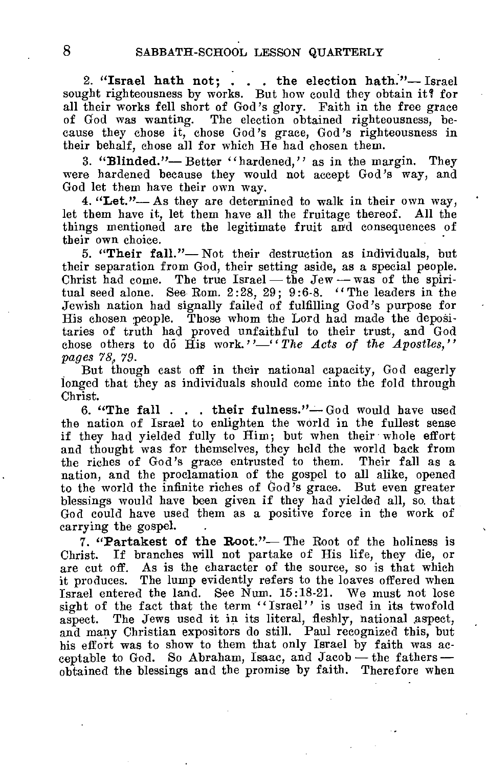2. "**Israel hath not; . . . the election hath.**"— Israel sought righteousness by works. But how could they obtain it? for all their works fell short of God's glory. Faith in the free grace of God was wanting. The election obtained righteousness, because they chose it, chose God's grace, God's righteousness in their behalf, chose all for which He had chosen them.

3. "**Blinded.**"— Better "hardened," as in the margin. They were hardened because they would not accept God's way, and God let them have their own way.

4. "**Let.**"— As they are determined to walk in their own way, let them have it, let them have all the fruitage thereof. All the things mentioned are the legitimate fruit and consequences of their own choice.

5. "**Their fall.**"— Not their destruction as individuals, but their separation from God, their setting aside, as a special people. Christ had come. The true Israel — the Jew — was of the spiritual seed alone. See Rom. 2:28, 29; 9:6-8. "The leaders in the Jewish nation had signally failed of fulfilling God's purpose for His chosen people. Those whom the Lord had made the depositaries of truth had proved unfaithful to their trust, and God chose others to dō His work."—"*The Acts of the Apostles,*" *pages 78, 79.*

But though cast off in their national capacity, God eagerly longed that they as individuals should come into the fold through Christ.

6. "**The fall . . . their fulness.**"— God would have used the nation of Israel to enlighten the world in the fullest sense if they had yielded fully to Him; but when their whole effort and thought was for themselves, they held the world back from the riches of God's grace entrusted to them. Their fall as a nation, and the proclamation of the gospel to all alike, opened to the world the infinite riches of God's grace. But even greater blessings would have been given if they had yielded all, so that God could have used them as a positive force in the work of carrying the gospel.

7. "**Partakest of the Root.**"— The Root of the holiness is Christ. If branches will not partake of His life, they die, or are cut off. As is the character of the source, so is that which it produces. The lump evidently refers to the loaves offered when Israel entered the land. See Num. 15:18-21. We must not lose sight of the fact that the term "Israel" is used in its twofold aspect. The Jews used it in its literal, fleshly, national aspect, and many Christian expositors do still. Paul recognized this, but his effort was to show to them that only Israel by faith was acceptable to God. So Abraham, Isaac, and Jacob — the fathers — obtained the blessings and the promise by faith. Therefore when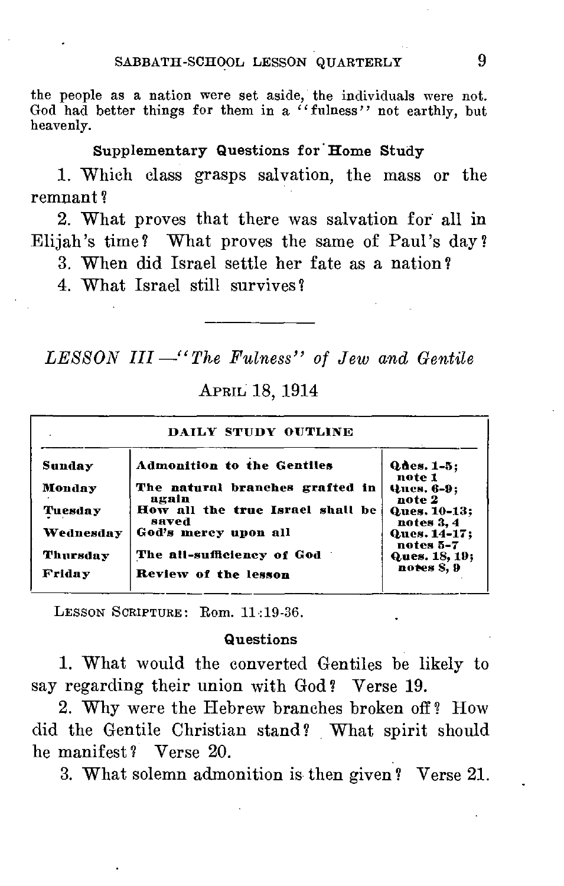the people as a nation were set aside, the individuals were not. God had better things for them in a "fulness" not earthly, but heavenly.

### Supplementary Questions for Home Study

1. Which class grasps salvation, the mass or the remnant?

2. What proves that there was salvation for all in Elijah's time? What proves the same of Paul's day?

3. When did Israel settle her fate as a nation?

4. What Israel still survives?

---

## *LESSON III—"The Fulness" of Jew and Gentile*

April 18, 1914

| DAILY STUDY OUTLINE | | |
|---|---|---|
| Sunday | Admonition to the Gentiles | Ques. 1-5; note 1 |
| Monday | The natural branches grafted in again | Ques. 6-9; note 2 |
| Tuesday | How all the true Israel shall be saved | Ques. 10-13; notes 3, 4 |
| Wednesday | God's mercy upon all | Ques. 14-17; notes 5-7 |
| Thursday | The all-sufficiency of God | Ques. 18, 19; notes 8, 9 |
| Friday | Review of the lesson | |

Lesson Scripture: Rom. 11:19-36.

### Questions

1. What would the converted Gentiles be likely to say regarding their union with God? Verse 19.

2. Why were the Hebrew branches broken off? How did the Gentile Christian stand? What spirit should he manifest? Verse 20.

3. What solemn admonition is then given? Verse 21.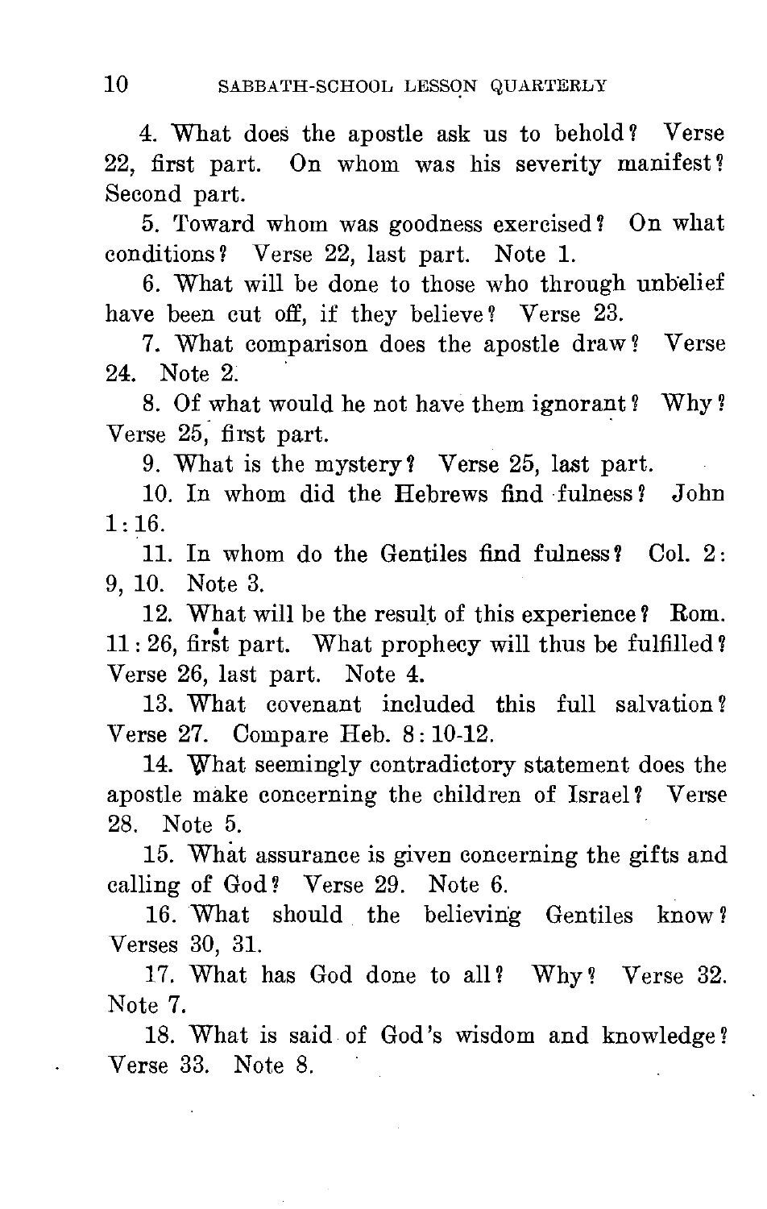4. What does the apostle ask us to behold? Verse 22, first part. On whom was his severity manifest? Second part.

5. Toward whom was goodness exercised? On what conditions? Verse 22, last part. Note 1.

6. What will be done to those who through unbelief have been cut off, if they believe? Verse 23.

7. What comparison does the apostle draw? Verse 24. Note 2.

8. Of what would he not have them ignorant? Why? Verse 25, first part.

9. What is the mystery? Verse 25, last part.

10. In whom did the Hebrews find fulness? John 1:16.

11. In whom do the Gentiles find fulness? Col. 2:9, 10. Note 3.

12. What will be the result of this experience? Rom. 11:26, first part. What prophecy will thus be fulfilled? Verse 26, last part. Note 4.

13. What covenant included this full salvation? Verse 27. Compare Heb. 8:10-12.

14. What seemingly contradictory statement does the apostle make concerning the children of Israel? Verse 28. Note 5.

15. What assurance is given concerning the gifts and calling of God? Verse 29. Note 6.

16. What should the believing Gentiles know? Verses 30, 31.

17. What has God done to all? Why? Verse 32. Note 7.

18. What is said of God's wisdom and knowledge? Verse 33. Note 8.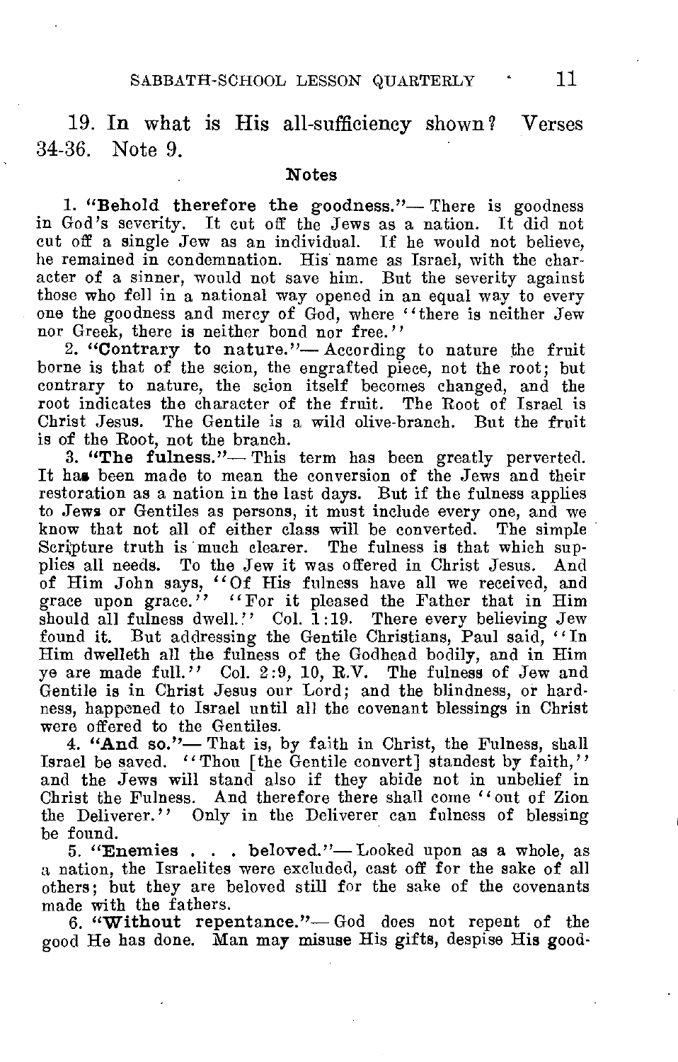19. In what is His all-sufficiency shown? Verses 34-36. Note 9.

### Notes

1. **"Behold therefore the goodness."**— There is goodness in God's severity. It cut off the Jews as a nation. It did not cut off a single Jew as an individual. If he would not believe, he remained in condemnation. His name as Israel, with the character of a sinner, would not save him. But the severity against those who fell in a national way opened in an equal way to every one the goodness and mercy of God, where "there is neither Jew nor Greek, there is neither bond nor free."

2. **"Contrary to nature."**— According to nature the fruit borne is that of the scion, the engrafted piece, not the root; but contrary to nature, the scion itself becomes changed, and the root indicates the character of the fruit. The Root of Israel is Christ Jesus. The Gentile is a wild olive-branch. But the fruit is of the Root, not the branch.

3. **"The fulness."**— This term has been greatly perverted. It has been made to mean the conversion of the Jews and their restoration as a nation in the last days. But if the fulness applies to Jews or Gentiles as persons, it must include every one, and we know that not all of either class will be converted. The simple Scripture truth is much clearer. The fulness is that which supplies all needs. To the Jew it was offered in Christ Jesus. And of Him John says, "Of His fulness have all we received, and grace upon grace." "For it pleased the Father that in Him should all fulness dwell." Col. 1:19. There every believing Jew found it. But addressing the Gentile Christians, Paul said, "In Him dwelleth all the fulness of the Godhead bodily, and in Him ye are made full." Col. 2:9, 10, R.V. The fulness of Jew and Gentile is in Christ Jesus our Lord; and the blindness, or hardness, happened to Israel until all the covenant blessings in Christ were offered to the Gentiles.

4. **"And so."**— That is, by faith in Christ, the Fulness, shall Israel be saved. "Thou [the Gentile convert] standest by faith," and the Jews will stand also if they abide not in unbelief in Christ the Fulness. And therefore there shall come "out of Zion the Deliverer." Only in the Deliverer can fulness of blessing be found.

5. **"Enemies . . . beloved."**— Looked upon as a whole, as a nation, the Israelites were excluded, cast off for the sake of all others; but they are beloved still for the sake of the covenants made with the fathers.

6. **"Without repentance."**— God does not repent of the good He has done. Man may misuse His gifts, despise His good-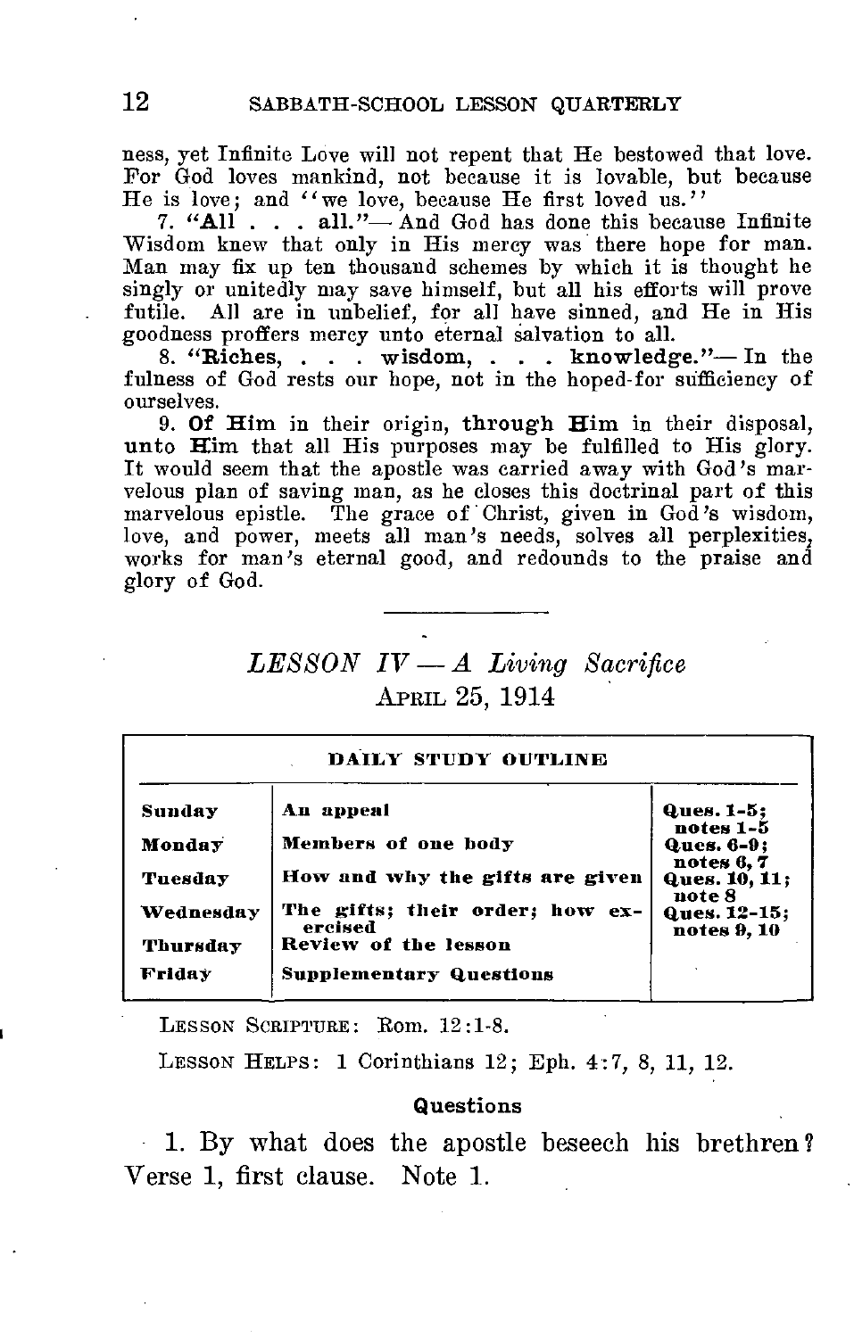ness, yet Infinite Love will not repent that He bestowed that love. For God loves mankind, not because it is lovable, but because He is love; and "we love, because He first loved us."

7. **"All . . . all."**— And God has done this because Infinite Wisdom knew that only in His mercy was there hope for man. Man may fix up ten thousand schemes by which it is thought he singly or unitedly may save himself, but all his efforts will prove futile. All are in unbelief, for all have sinned, and He in His goodness proffers mercy unto eternal salvation to all.

8. **"Riches, . . . wisdom, . . . knowledge."**— In the fulness of God rests our hope, not in the hoped-for sufficiency of ourselves.

9. **Of Him** in their origin, **through Him** in their disposal, **unto Him** that all His purposes may be fulfilled to His glory. It would seem that the apostle was carried away with God's marvelous plan of saving man, as he closes this doctrinal part of this marvelous epistle. The grace of Christ, given in God's wisdom, love, and power, meets all man's needs, solves all perplexities, works for man's eternal good, and redounds to the praise and glory of God.

---

## *LESSON IV — A Living Sacrifice*

April 25, 1914

| DAILY STUDY OUTLINE | | |
|---|---|---|
| **Sunday** | **An appeal** | **Ques. 1-5; notes 1-5** |
| **Monday** | **Members of one body** | **Ques. 6-9; notes 6, 7** |
| **Tuesday** | **How and why the gifts are given** | **Ques. 10, 11; note 8** |
| **Wednesday** | **The gifts; their order; how exercised** | **Ques. 12-15; notes 9, 10** |
| **Thursday** | **Review of the lesson** | |
| **Friday** | **Supplementary Questions** | |

Lesson Scripture: Rom. 12:1-8.

Lesson Helps: 1 Corinthians 12; Eph. 4:7, 8, 11, 12.

### Questions

1. By what does the apostle beseech his brethren? Verse 1, first clause. Note 1.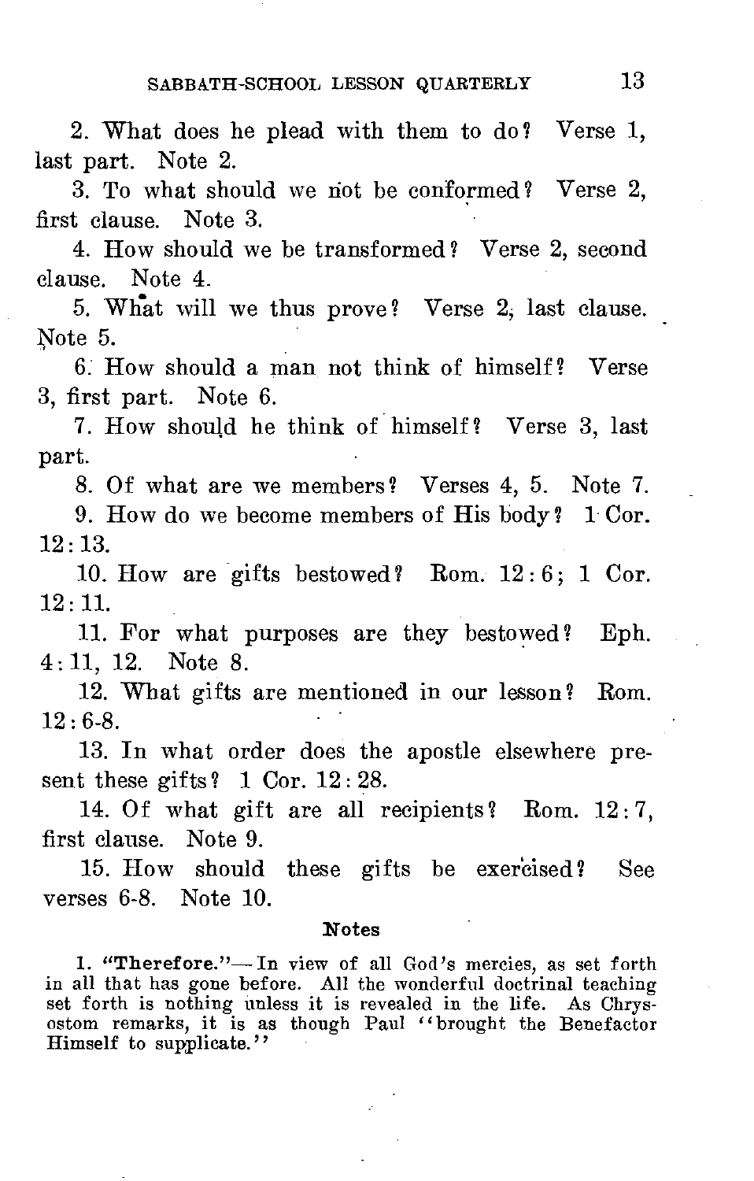2. What does he plead with them to do? Verse 1, last part. Note 2.

3. To what should we not be conformed? Verse 2, first clause. Note 3.

4. How should we be transformed? Verse 2, second clause. Note 4.

5. What will we thus prove? Verse 2, last clause. Note 5.

6. How should a man not think of himself? Verse 3, first part. Note 6.

7. How should he think of himself? Verse 3, last part.

8. Of what are we members? Verses 4, 5. Note 7.

9. How do we become members of His body? 1 Cor. 12:13.

10. How are gifts bestowed? Rom. 12:6; 1 Cor. 12:11.

11. For what purposes are they bestowed? Eph. 4:11, 12. Note 8.

12. What gifts are mentioned in our lesson? Rom. 12:6-8.

13. In what order does the apostle elsewhere present these gifts? 1 Cor. 12:28.

14. Of what gift are all recipients? Rom. 12:7, first clause. Note 9.

15. How should these gifts be exercised? See verses 6-8. Note 10.

### Notes

1. **"Therefore."**—In view of all God's mercies, as set forth in all that has gone before. All the wonderful doctrinal teaching set forth is nothing unless it is revealed in the life. As Chrysostom remarks, it is as though Paul "brought the Benefactor Himself to supplicate."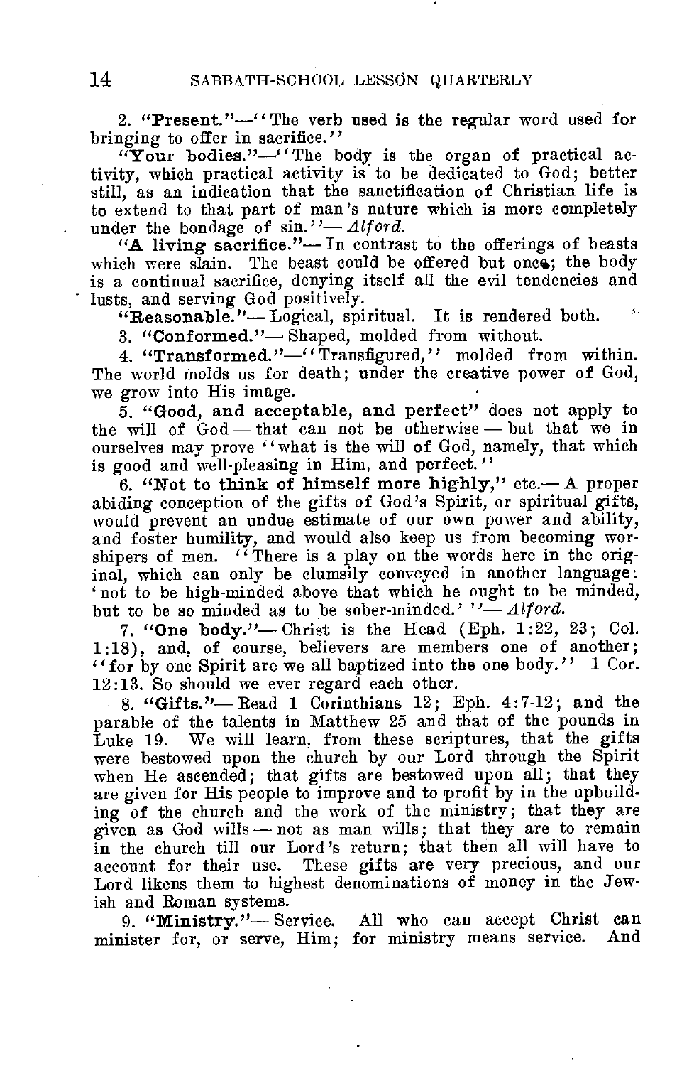2. **"Present."**—"The verb used is the regular word used for bringing to offer in sacrifice."

**"Your bodies."**—"The body is the organ of practical activity, which practical activity is to be dedicated to God; better still, as an indication that the sanctification of Christian life is to extend to that part of man's nature which is more completely under the bondage of sin."—*Alford.*

**"A living sacrifice."**—In contrast to the offerings of beasts which were slain. The beast could be offered but once; the body is a continual sacrifice, denying itself all the evil tendencies and lusts, and serving God positively.

**"Reasonable."**—Logical, spiritual. It is rendered both.

3. **"Conformed."**—Shaped, molded from without.

4. **"Transformed."**—"Transfigured," molded from within. The world molds us for death; under the creative power of God, we grow into His image.

5. **"Good, and acceptable, and perfect"** does not apply to the will of God — that can not be otherwise — but that we in ourselves may prove "what is the will of God, namely, that which is good and well-pleasing in Him, and perfect."

6. **"Not to think of himself more highly,"** etc.—A proper abiding conception of the gifts of God's Spirit, or spiritual gifts, would prevent an undue estimate of our own power and ability, and foster humility, and would also keep us from becoming worshipers of men. "There is a play on the words here in the original, which can only be clumsily conveyed in another language: 'not to be high-minded above that which he ought to be minded, but to be so minded as to be sober-minded.'"—*Alford.*

7. **"One body."**—Christ is the Head (Eph. 1:22, 23; Col. 1:18), and, of course, believers are members one of another; "for by one Spirit are we all baptized into the one body." 1 Cor. 12:13. So should we ever regard each other.

8. **"Gifts."**—Read 1 Corinthians 12; Eph. 4:7-12; and the parable of the talents in Matthew 25 and that of the pounds in Luke 19. We will learn, from these scriptures, that the gifts were bestowed upon the church by our Lord through the Spirit when He ascended; that gifts are bestowed upon all; that they are given for His people to improve and to profit by in the upbuilding of the church and the work of the ministry; that they are given as God wills — not as man wills; that they are to remain in the church till our Lord's return; that then all will have to account for their use. These gifts are very precious, and our Lord likens them to highest denominations of money in the Jewish and Roman systems.

9. **"Ministry."**—Service. All who can accept Christ can minister for, or serve, Him; for ministry means service. And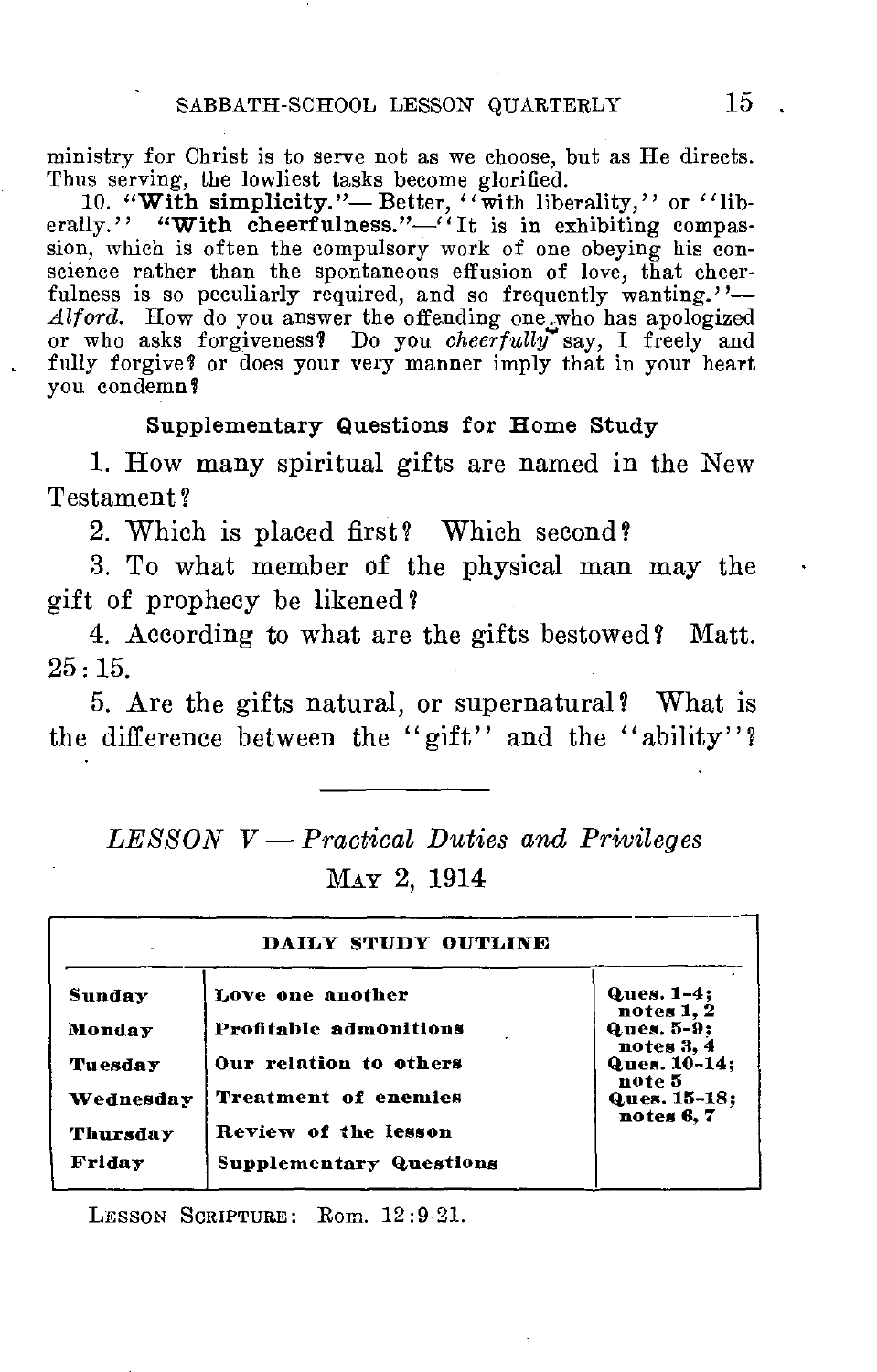ministry for Christ is to serve not as we choose, but as He directs. Thus serving, the lowliest tasks become glorified.

10. "**With simplicity.**"— Better, "with liberality," or "liberally." "**With cheerfulness.**"—"It is in exhibiting compassion, which is often the compulsory work of one obeying his conscience rather than the spontaneous effusion of love, that cheerfulness is so peculiarly required, and so frequently wanting."—*Alford.* How do you answer the offending one who has apologized or who asks forgiveness? Do you *cheerfully* say, I freely and fully forgive? or does your very manner imply that in your heart you condemn?

**Supplementary Questions for Home Study**

1. How many spiritual gifts are named in the New Testament?

2. Which is placed first? Which second?

3. To what member of the physical man may the gift of prophecy be likened?

4. According to what are the gifts bestowed? Matt. 25:15.

5. Are the gifts natural, or supernatural? What is the difference between the "gift" and the "ability"?

---

## *LESSON V — Practical Duties and Privileges*

### May 2, 1914

| DAILY STUDY OUTLINE | | |
|---|---|---|
| **Sunday** | **Love one another** | **Ques. 1-4; notes 1, 2** |
| **Monday** | **Profitable admonitions** | **Ques. 5-9; notes 3, 4** |
| **Tuesday** | **Our relation to others** | **Ques. 10-14; note 5** |
| **Wednesday** | **Treatment of enemies** | **Ques. 15-18; notes 6, 7** |
| **Thursday** | **Review of the lesson** | |
| **Friday** | **Supplementary Questions** | |

Lesson Scripture: Rom. 12:9-21.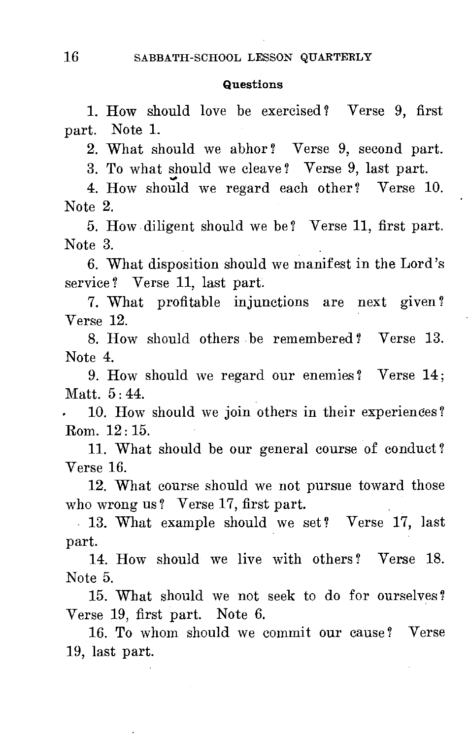#### Questions

1. How should love be exercised? Verse 9, first part. Note 1.

2. What should we abhor? Verse 9, second part.

3. To what should we cleave? Verse 9, last part.

4. How should we regard each other? Verse 10. Note 2.

5. How diligent should we be? Verse 11, first part. Note 3.

6. What disposition should we manifest in the Lord's service? Verse 11, last part.

7. What profitable injunctions are next given? Verse 12.

8. How should others be remembered? Verse 13. Note 4.

9. How should we regard our enemies? Verse 14; Matt. 5:44.

10. How should we join others in their experiences? Rom. 12:15.

11. What should be our general course of conduct? Verse 16.

12. What course should we not pursue toward those who wrong us? Verse 17, first part.

13. What example should we set? Verse 17, last part.

14. How should we live with others? Verse 18. Note 5.

15. What should we not seek to do for ourselves? Verse 19, first part. Note 6.

16. To whom should we commit our cause? Verse 19, last part.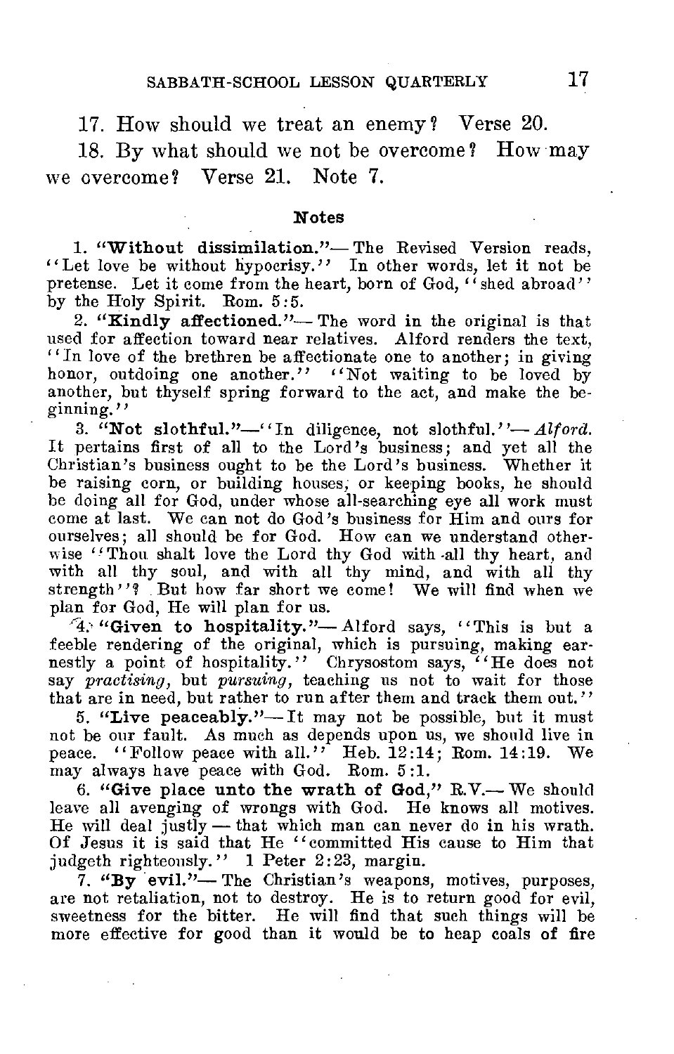17. How should we treat an enemy? Verse 20.

18. By what should we not be overcome? How may we overcome? Verse 21. Note 7.

### Notes

1. **"Without dissimilation."**— The Revised Version reads, "Let love be without hypocrisy." In other words, let it not be pretense. Let it come from the heart, born of God, "shed abroad" by the Holy Spirit. Rom. 5:5.

2. **"Kindly affectioned."**— The word in the original is that used for affection toward near relatives. Alford renders the text, "In love of the brethren be affectionate one to another; in giving honor, outdoing one another." "Not waiting to be loved by another, but thyself spring forward to the act, and make the beginning."

3. **"Not slothful."**—"In diligence, not slothful."—*Alford.* It pertains first of all to the Lord's business; and yet all the Christian's business ought to be the Lord's business. Whether it be raising corn, or building houses, or keeping books, he should be doing all for God, under whose all-searching eye all work must come at last. We can not do God's business for Him and ours for ourselves; all should be for God. How can we understand otherwise "Thou shalt love the Lord thy God with all thy heart, and with all thy soul, and with all thy mind, and with all thy strength"? But how far short we come! We will find when we plan for God, He will plan for us.

4. **"Given to hospitality."**— Alford says, "This is but a feeble rendering of the original, which is pursuing, making earnestly a point of hospitality." Chrysostom says, "He does not say *practising*, but *pursuing*, teaching us not to wait for those that are in need, but rather to run after them and track them out."

5. **"Live peaceably."**— It may not be possible, but it must not be our fault. As much as depends upon us, we should live in peace. "Follow peace with all." Heb. 12:14; Rom. 14:19. We may always have peace with God. Rom. 5:1.

6. **"Give place unto the wrath of God,"** R.V.— We should leave all avenging of wrongs with God. He knows all motives. He will deal justly — that which man can never do in his wrath. Of Jesus it is said that He "committed His cause to Him that judgeth righteously." 1 Peter 2:23, margin.

7. **"By evil."**— The Christian's weapons, motives, purposes, are not retaliation, not to destroy. He is to return good for evil, sweetness for the bitter. He will find that such things will be more effective for good than it would be to heap coals of fire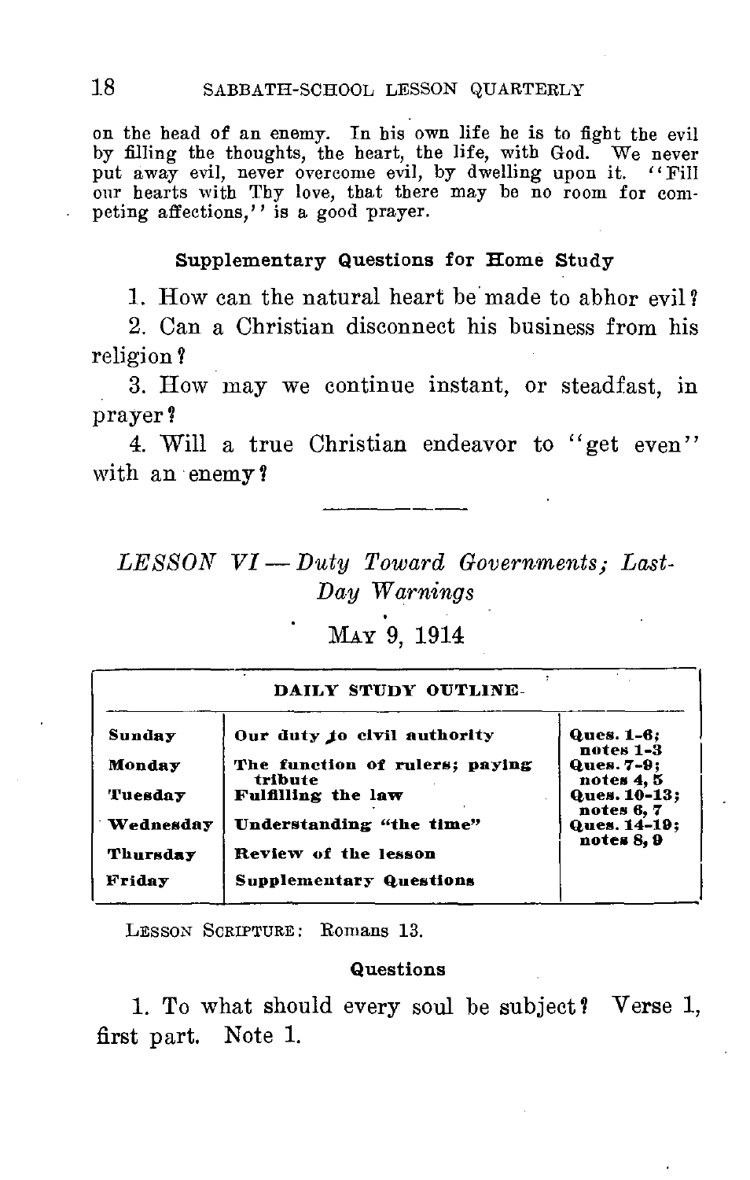on the head of an enemy. In his own life he is to fight the evil by filling the thoughts, the heart, the life, with God. We never put away evil, never overcome evil, by dwelling upon it. "Fill our hearts with Thy love, that there may be no room for competing affections," is a good prayer.

#### Supplementary Questions for Home Study

1. How can the natural heart be made to abhor evil?

2. Can a Christian disconnect his business from his religion?

3. How may we continue instant, or steadfast, in prayer?

4. Will a true Christian endeavor to "get even" with an enemy?

---

## *LESSON VI — Duty Toward Governments; Last-Day Warnings*

MAY 9, 1914

| DAILY STUDY OUTLINE | | |
|---|---|---|
| Sunday | Our duty to civil authority | Ques. 1-6; notes 1-3 |
| Monday | The function of rulers; paying tribute | Ques. 7-9; notes 4, 5 |
| Tuesday | Fulfilling the law | Ques. 10-13; notes 6, 7 |
| Wednesday | Understanding "the time" | Ques. 14-19; notes 8, 9 |
| Thursday | Review of the lesson | |
| Friday | Supplementary Questions | |

LESSON SCRIPTURE: Romans 13.

#### Questions

1. To what should every soul be subject? Verse 1, first part. Note 1.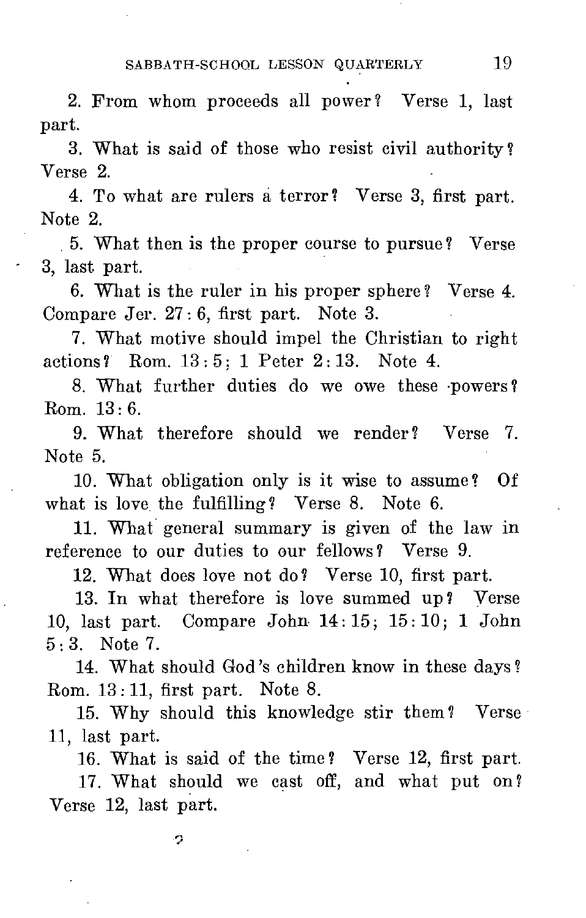2. From whom proceeds all power? Verse 1, last part.

3. What is said of those who resist civil authority? Verse 2.

4. To what are rulers a terror? Verse 3, first part. Note 2.

5. What then is the proper course to pursue? Verse 3, last part.

6. What is the ruler in his proper sphere? Verse 4. Compare Jer. 27: 6, first part. Note 3.

7. What motive should impel the Christian to right actions? Rom. 13: 5; 1 Peter 2: 13. Note 4.

8. What further duties do we owe these powers? Rom. 13: 6.

9. What therefore should we render? Verse 7. Note 5.

10. What obligation only is it wise to assume? Of what is love the fulfilling? Verse 8. Note 6.

11. What general summary is given of the law in reference to our duties to our fellows? Verse 9.

12. What does love not do? Verse 10, first part.

13. In what therefore is love summed up? Verse 10, last part. Compare John 14: 15; 15: 10; 1 John 5: 3. Note 7.

14. What should God's children know in these days? Rom. 13: 11, first part. Note 8.

15. Why should this knowledge stir them? Verse 11, last part.

16. What is said of the time? Verse 12, first part.

17. What should we cast off, and what put on? Verse 12, last part.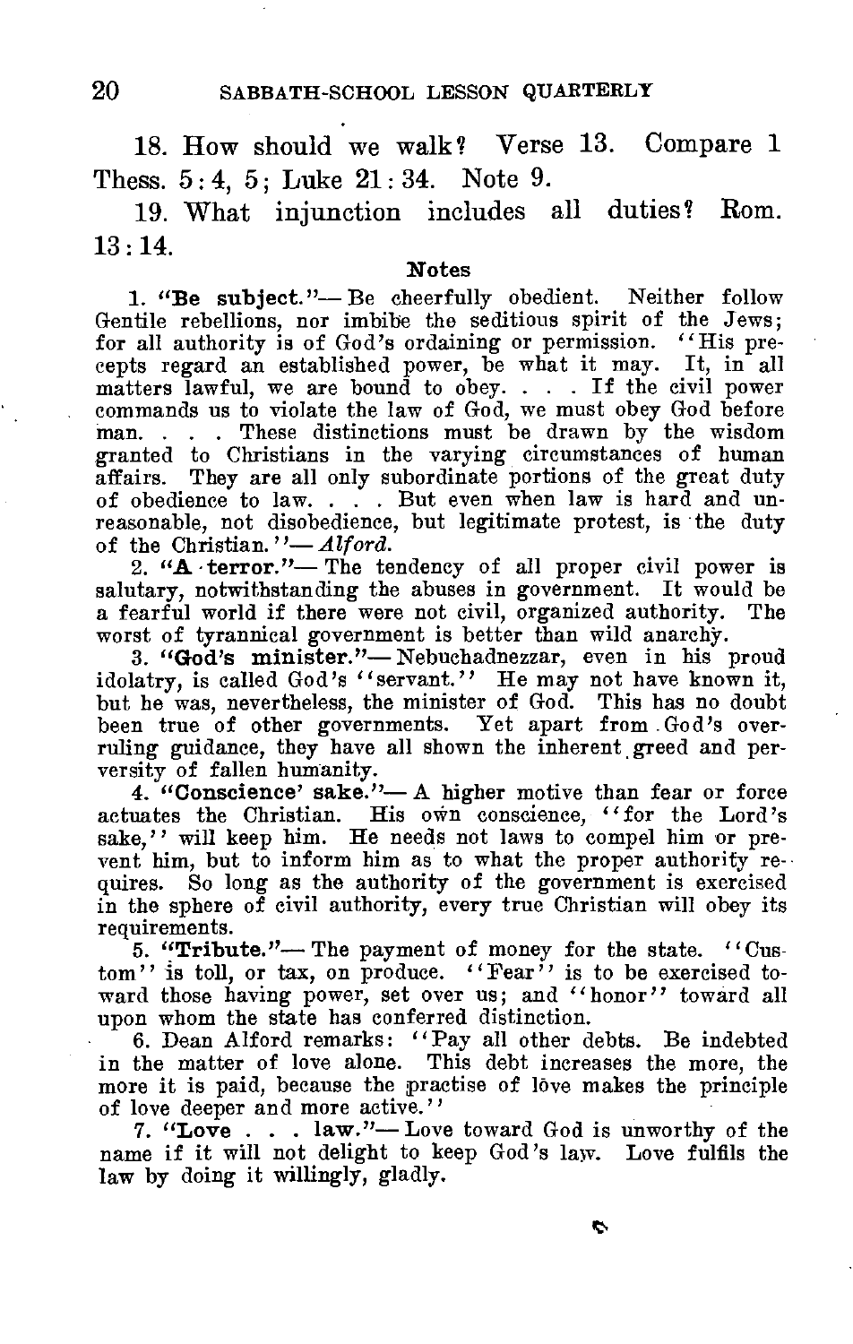18. How should we walk? Verse 13. Compare 1 Thess. 5:4, 5; Luke 21:34. Note 9.

19. What injunction includes all duties? Rom. 13:14.

### Notes

1. **"Be subject."**— Be cheerfully obedient. Neither follow Gentile rebellions, nor imbibe the seditious spirit of the Jews; for all authority is of God's ordaining or permission. "His precepts regard an established power, be what it may. It, in all matters lawful, we are bound to obey. . . . If the civil power commands us to violate the law of God, we must obey God before man. . . . These distinctions must be drawn by the wisdom granted to Christians in the varying circumstances of human affairs. They are all only subordinate portions of the great duty of obedience to law. . . . But even when law is hard and unreasonable, not disobedience, but legitimate protest, is the duty of the Christian."— *Alford.*

2. **"A terror."**— The tendency of all proper civil power is salutary, notwithstanding the abuses in government. It would be a fearful world if there were not civil, organized authority. The worst of tyrannical government is better than wild anarchy.

3. **"God's minister."**— Nebuchadnezzar, even in his proud idolatry, is called God's "servant." He may not have known it, but he was, nevertheless, the minister of God. This has no doubt been true of other governments. Yet apart from God's overruling guidance, they have all shown the inherent greed and perversity of fallen humanity.

4. **"Conscience' sake."**— A higher motive than fear or force actuates the Christian. His own conscience, "for the Lord's sake," will keep him. He needs not laws to compel him or prevent him, but to inform him as to what the proper authority requires. So long as the authority of the government is exercised in the sphere of civil authority, every true Christian will obey its requirements.

5. **"Tribute."**— The payment of money for the state. "Custom" is toll, or tax, on produce. "Fear" is to be exercised toward those having power, set over us; and "honor" toward all upon whom the state has conferred distinction.

6. Dean Alford remarks: "Pay all other debts. Be indebted in the matter of love alone. This debt increases the more, the more it is paid, because the practise of love makes the principle of love deeper and more active."

7. **"Love . . . law."**— Love toward God is unworthy of the name if it will not delight to keep God's law. Love fulfils the law by doing it willingly, gladly.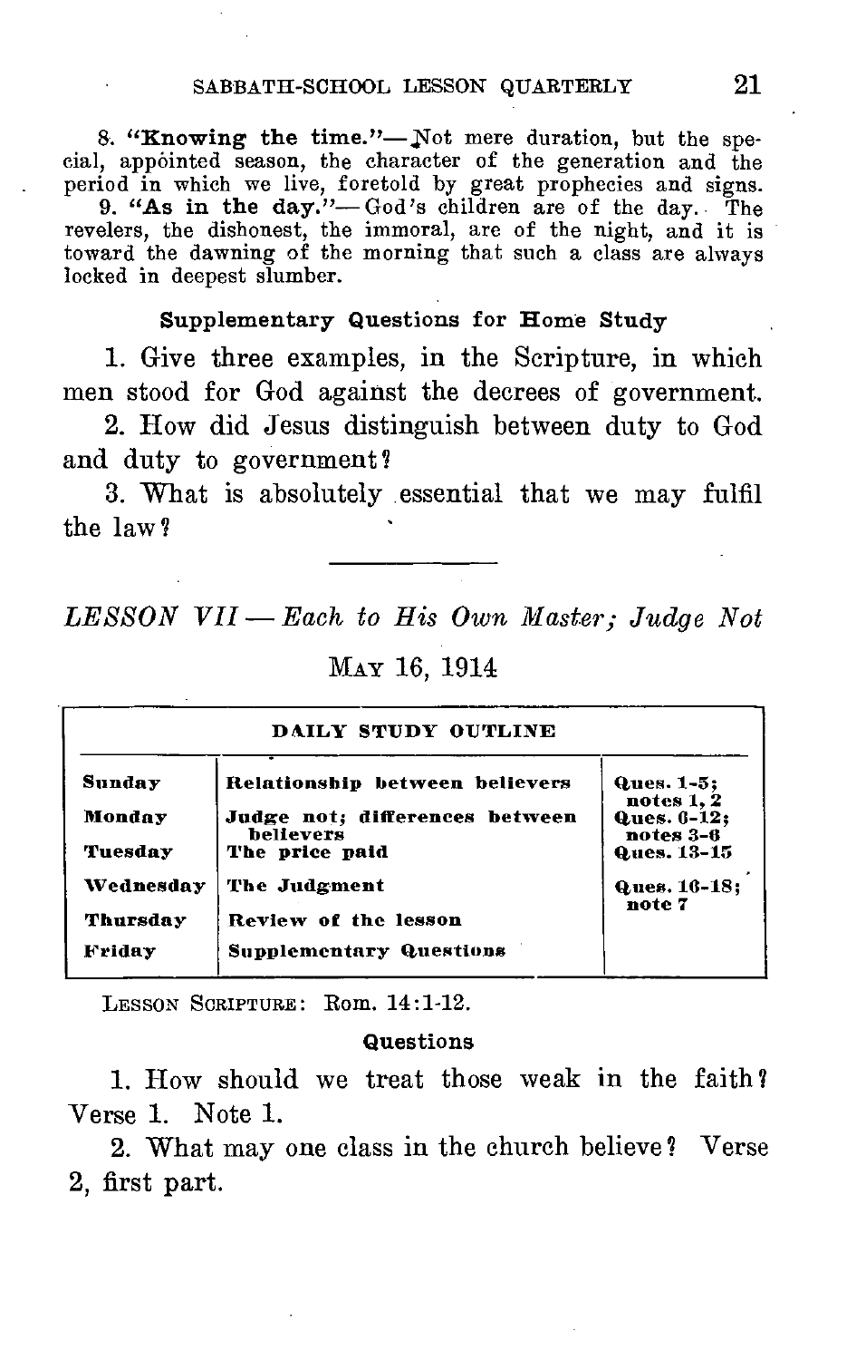8. **"Knowing the time."**— Not mere duration, but the special, appointed season, the character of the generation and the period in which we live, foretold by great prophecies and signs.

9. **"As in the day."**— God's children are of the day. The revelers, the dishonest, the immoral, are of the night, and it is toward the dawning of the morning that such a class are always locked in deepest slumber.

### Supplementary Questions for Home Study

1. Give three examples, in the Scripture, in which men stood for God against the decrees of government.

2. How did Jesus distinguish between duty to God and duty to government?

3. What is absolutely essential that we may fulfil the law?

---

## *LESSON VII — Each to His Own Master; Judge Not*

May 16, 1914

| DAILY STUDY OUTLINE | | |
|---|---|---|
| **Sunday** | **Relationship between believers** | **Ques. 1-5; notes 1, 2** |
| **Monday** | **Judge not; differences between believers** | **Ques. 6-12; notes 3-6** |
| **Tuesday** | **The price paid** | **Ques. 13-15** |
| **Wednesday** | **The Judgment** | **Ques. 16-18; note 7** |
| **Thursday** | **Review of the lesson** | |
| **Friday** | **Supplementary Questions** | |

Lesson Scripture: Rom. 14:1-12.

### Questions

1. How should we treat those weak in the faith? Verse 1. Note 1.

2. What may one class in the church believe? Verse 2, first part.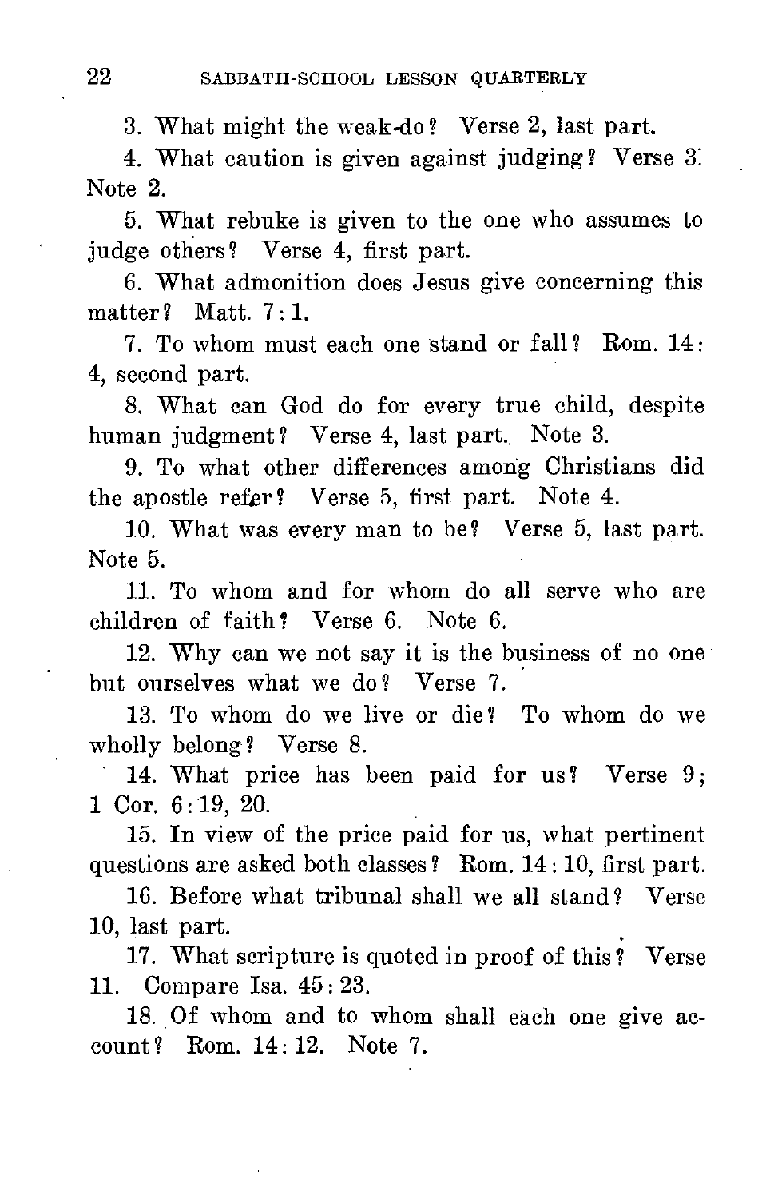3. What might the weak do? Verse 2, last part.

4. What caution is given against judging? Verse 3. Note 2.

5. What rebuke is given to the one who assumes to judge others? Verse 4, first part.

6. What admonition does Jesus give concerning this matter? Matt. 7:1.

7. To whom must each one stand or fall? Rom. 14:4, second part.

8. What can God do for every true child, despite human judgment? Verse 4, last part. Note 3.

9. To what other differences among Christians did the apostle refer? Verse 5, first part. Note 4.

10. What was every man to be? Verse 5, last part. Note 5.

11. To whom and for whom do all serve who are children of faith? Verse 6. Note 6.

12. Why can we not say it is the business of no one but ourselves what we do? Verse 7.

13. To whom do we live or die? To whom do we wholly belong? Verse 8.

14. What price has been paid for us? Verse 9; 1 Cor. 6:19, 20.

15. In view of the price paid for us, what pertinent questions are asked both classes? Rom. 14:10, first part.

16. Before what tribunal shall we all stand? Verse 10, last part.

17. What scripture is quoted in proof of this? Verse 11. Compare Isa. 45:23.

18. Of whom and to whom shall each one give account? Rom. 14:12. Note 7.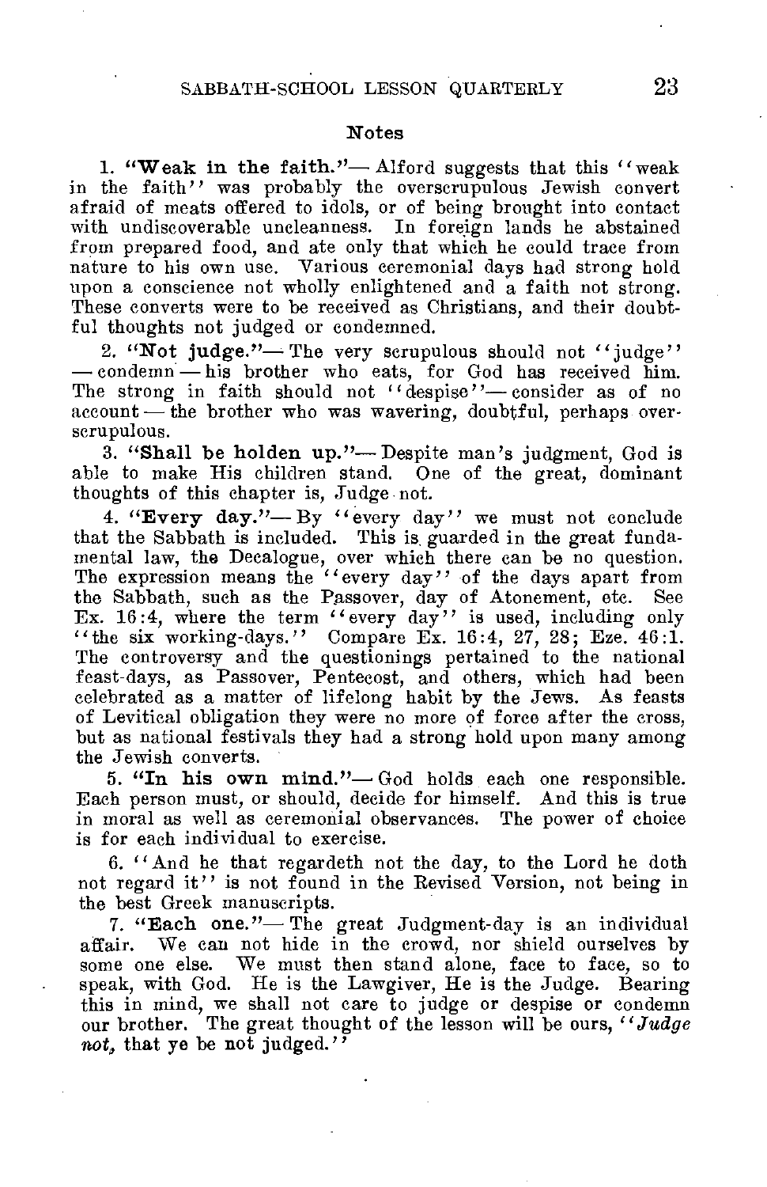## Notes

1. **"Weak in the faith."**— Alford suggests that this "weak in the faith" was probably the overscrupulous Jewish convert afraid of meats offered to idols, or of being brought into contact with undiscoverable uncleanness. In foreign lands he abstained from prepared food, and ate only that which he could trace from nature to his own use. Various ceremonial days had strong hold upon a conscience not wholly enlightened and a faith not strong. These converts were to be received as Christians, and their doubtful thoughts not judged or condemned.

2. **"Not judge."**— The very scrupulous should not "judge" — condemn — his brother who eats, for God has received him. The strong in faith should not "despise"— consider as of no account — the brother who was wavering, doubtful, perhaps overscrupulous.

3. **"Shall be holden up."**— Despite man's judgment, God is able to make His children stand. One of the great, dominant thoughts of this chapter is, Judge not.

4. **"Every day."**— By "every day" we must not conclude that the Sabbath is included. This is guarded in the great fundamental law, the Decalogue, over which there can be no question. The expression means the "every day" of the days apart from the Sabbath, such as the Passover, day of Atonement, etc. See Ex. 16:4, where the term "every day" is used, including only "the six working-days." Compare Ex. 16:4, 27, 28; Eze. 46:1. The controversy and the questionings pertained to the national feast-days, as Passover, Pentecost, and others, which had been celebrated as a matter of lifelong habit by the Jews. As feasts of Levitical obligation they were no more of force after the cross, but as national festivals they had a strong hold upon many among the Jewish converts.

5. **"In his own mind."**— God holds each one responsible. Each person must, or should, decide for himself. And this is true in moral as well as ceremonial observances. The power of choice is for each individual to exercise.

6. "And he that regardeth not the day, to the Lord he doth not regard it" is not found in the Revised Version, not being in the best Greek manuscripts.

7. **"Each one."**— The great Judgment-day is an individual affair. We can not hide in the crowd, nor shield ourselves by some one else. We must then stand alone, face to face, so to speak, with God. He is the Lawgiver, He is the Judge. Bearing this in mind, we shall not care to judge or despise or condemn our brother. The great thought of the lesson will be ours, "*Judge not*, that ye be not judged."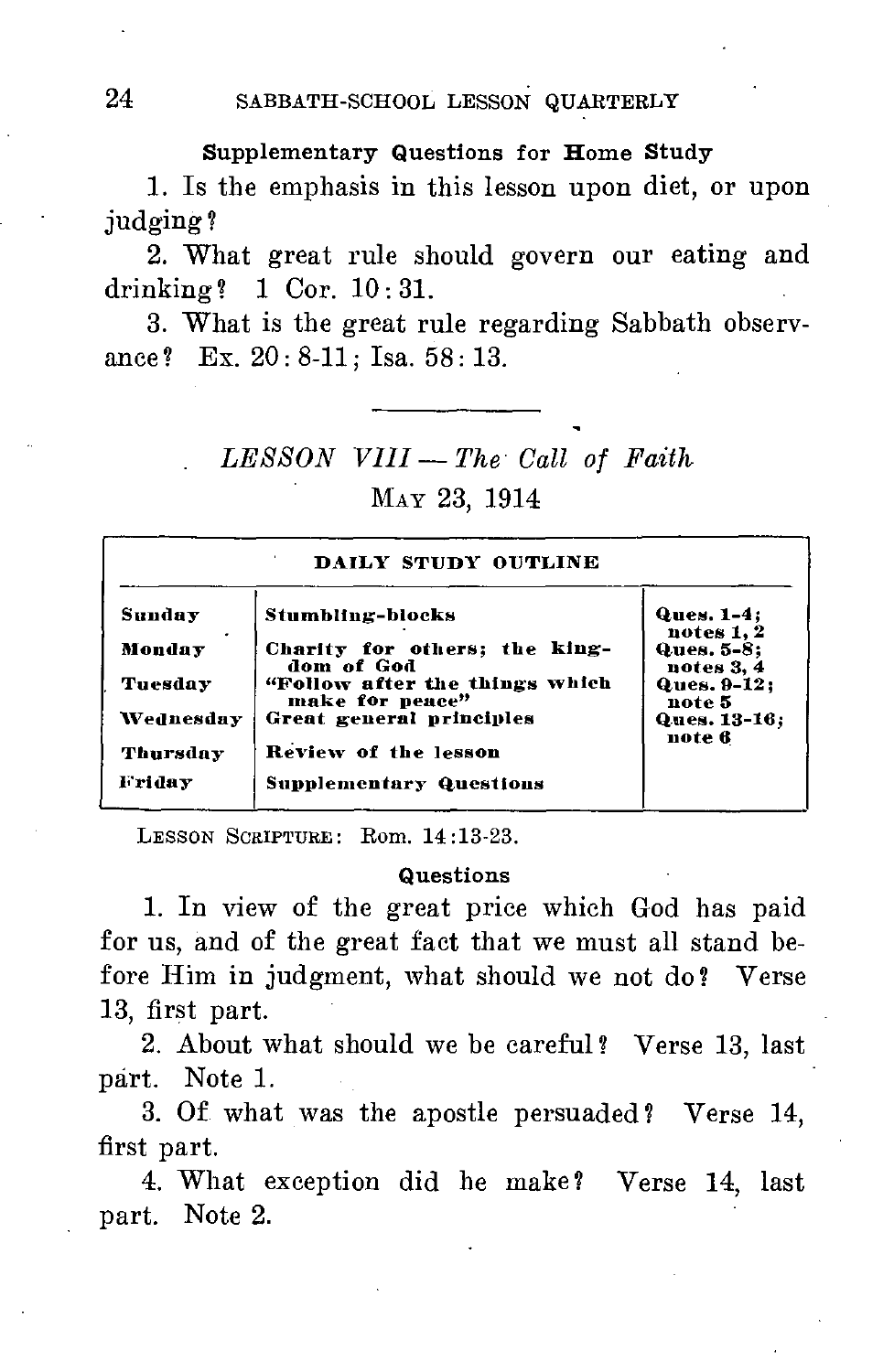### Supplementary Questions for Home Study

1. Is the emphasis in this lesson upon diet, or upon judging?

2. What great rule should govern our eating and drinking? 1 Cor. 10:31.

3. What is the great rule regarding Sabbath observance? Ex. 20:8-11; Isa. 58:13.

---

## *LESSON VIII — The Call of Faith*

MAY 23, 1914

| DAILY STUDY OUTLINE | | |
|---|---|---|
| **Sunday** | **Stumbling-blocks** | **Ques. 1-4; notes 1, 2** |
| **Monday** | **Charity for others; the kingdom of God** | **Ques. 5-8; notes 3, 4** |
| **Tuesday** | **"Follow after the things which make for peace"** | **Ques. 9-12; note 5** |
| **Wednesday** | **Great general principles** | **Ques. 13-16; note 6** |
| **Thursday** | **Review of the lesson** | |
| **Friday** | **Supplementary Questions** | |

LESSON SCRIPTURE: Rom. 14:13-23.

### Questions

1. In view of the great price which God has paid for us, and of the great fact that we must all stand before Him in judgment, what should we not do? Verse 13, first part.

2. About what should we be careful? Verse 13, last part. Note 1.

3. Of what was the apostle persuaded? Verse 14, first part.

4. What exception did he make? Verse 14, last part. Note 2.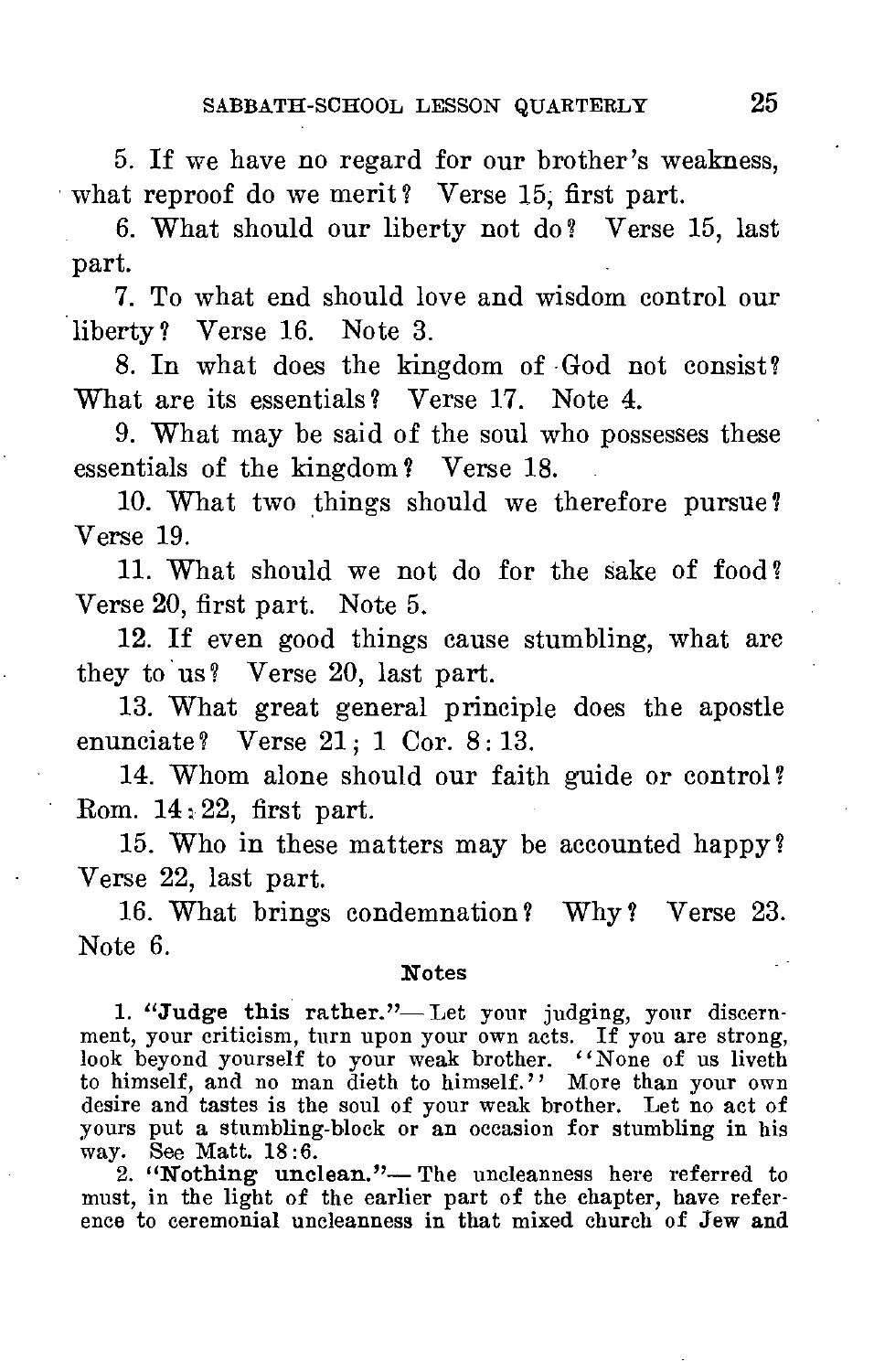5. If we have no regard for our brother's weakness, what reproof do we merit? Verse 15, first part.

6. What should our liberty not do? Verse 15, last part.

7. To what end should love and wisdom control our liberty? Verse 16. Note 3.

8. In what does the kingdom of God not consist? What are its essentials? Verse 17. Note 4.

9. What may be said of the soul who possesses these essentials of the kingdom? Verse 18.

10. What two things should we therefore pursue? Verse 19.

11. What should we not do for the sake of food? Verse 20, first part. Note 5.

12. If even good things cause stumbling, what are they to us? Verse 20, last part.

13. What great general principle does the apostle enunciate? Verse 21; 1 Cor. 8:13.

14. Whom alone should our faith guide or control? Rom. 14:22, first part.

15. Who in these matters may be accounted happy? Verse 22, last part.

16. What brings condemnation? Why? Verse 23. Note 6.

## Notes

1. **"Judge this rather."**— Let your judging, your discernment, your criticism, turn upon your own acts. If you are strong, look beyond yourself to your weak brother. "None of us liveth to himself, and no man dieth to himself." More than your own desire and tastes is the soul of your weak brother. Let no act of yours put a stumbling-block or an occasion for stumbling in his way. See Matt. 18:6.

2. **"Nothing unclean."**— The uncleanness here referred to must, in the light of the earlier part of the chapter, have reference to ceremonial uncleanness in that mixed church of Jew and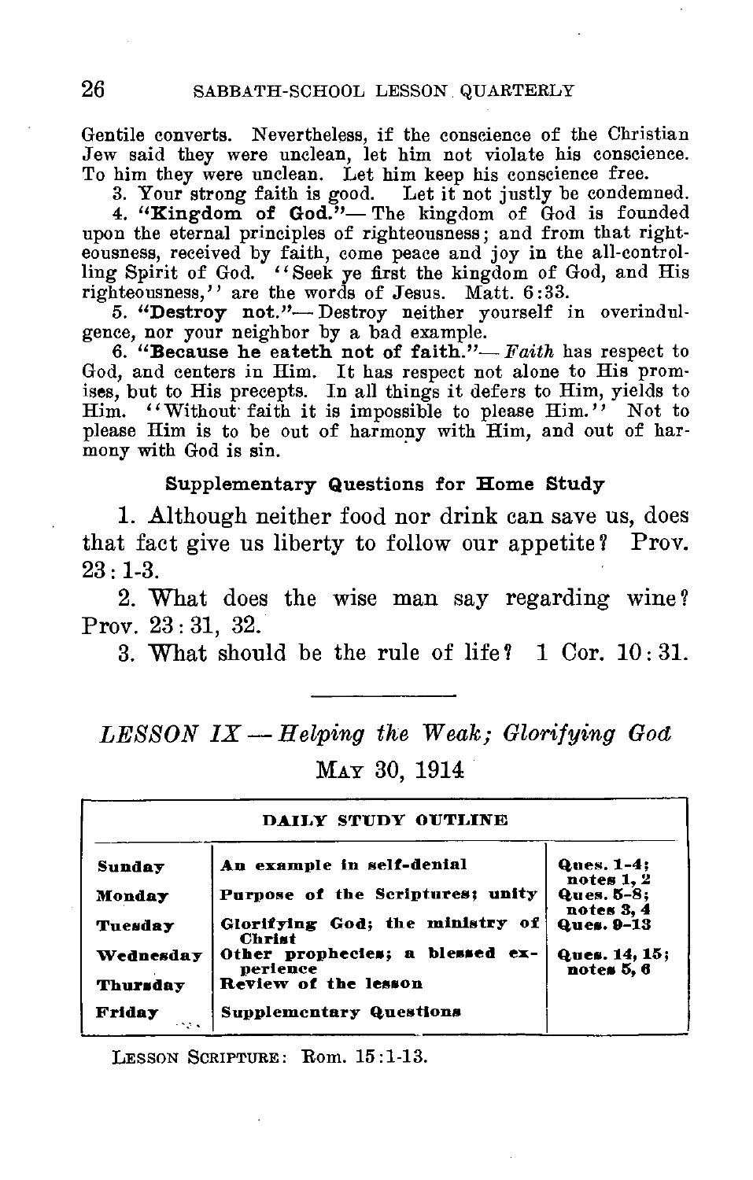Gentile converts. Nevertheless, if the conscience of the Christian Jew said they were unclean, let him not violate his conscience. To him they were unclean. Let him keep his conscience free.

3. Your strong faith is good. Let it not justly be condemned.

4. **"Kingdom of God."**— The kingdom of God is founded upon the eternal principles of righteousness; and from that righteousness, received by faith, come peace and joy in the all-controlling Spirit of God. "Seek ye first the kingdom of God, and His righteousness," are the words of Jesus. Matt. 6:33.

5. **"Destroy not."**— Destroy neither yourself in overindulgence, nor your neighbor by a bad example.

6. **"Because he eateth not of faith."**— *Faith* has respect to God, and centers in Him. It has respect not alone to His promises, but to His precepts. In all things it defers to Him, yields to Him. "Without faith it is impossible to please Him." Not to please Him is to be out of harmony with Him, and out of harmony with God is sin.

### Supplementary Questions for Home Study

1. Although neither food nor drink can save us, does that fact give us liberty to follow our appetite? Prov. 23:1-3.

2. What does the wise man say regarding wine? Prov. 23:31, 32.

3. What should be the rule of life? 1 Cor. 10:31.

---

## *LESSON IX — Helping the Weak; Glorifying God*

May 30, 1914

| DAILY STUDY OUTLINE | | |
|---|---|---|
| **Sunday** | **An example in self-denial** | **Ques. 1-4; notes 1, 2** |
| **Monday** | **Purpose of the Scriptures; unity** | **Ques. 5-8; notes 3, 4** |
| **Tuesday** | **Glorifying God; the ministry of Christ** | **Ques. 9-13** |
| **Wednesday** | **Other prophecies; a blessed experience** | **Ques. 14, 15; notes 5, 6** |
| **Thursday** | **Review of the lesson** | |
| **Friday** | **Supplementary Questions** | |

Lesson Scripture: Rom. 15:1-13.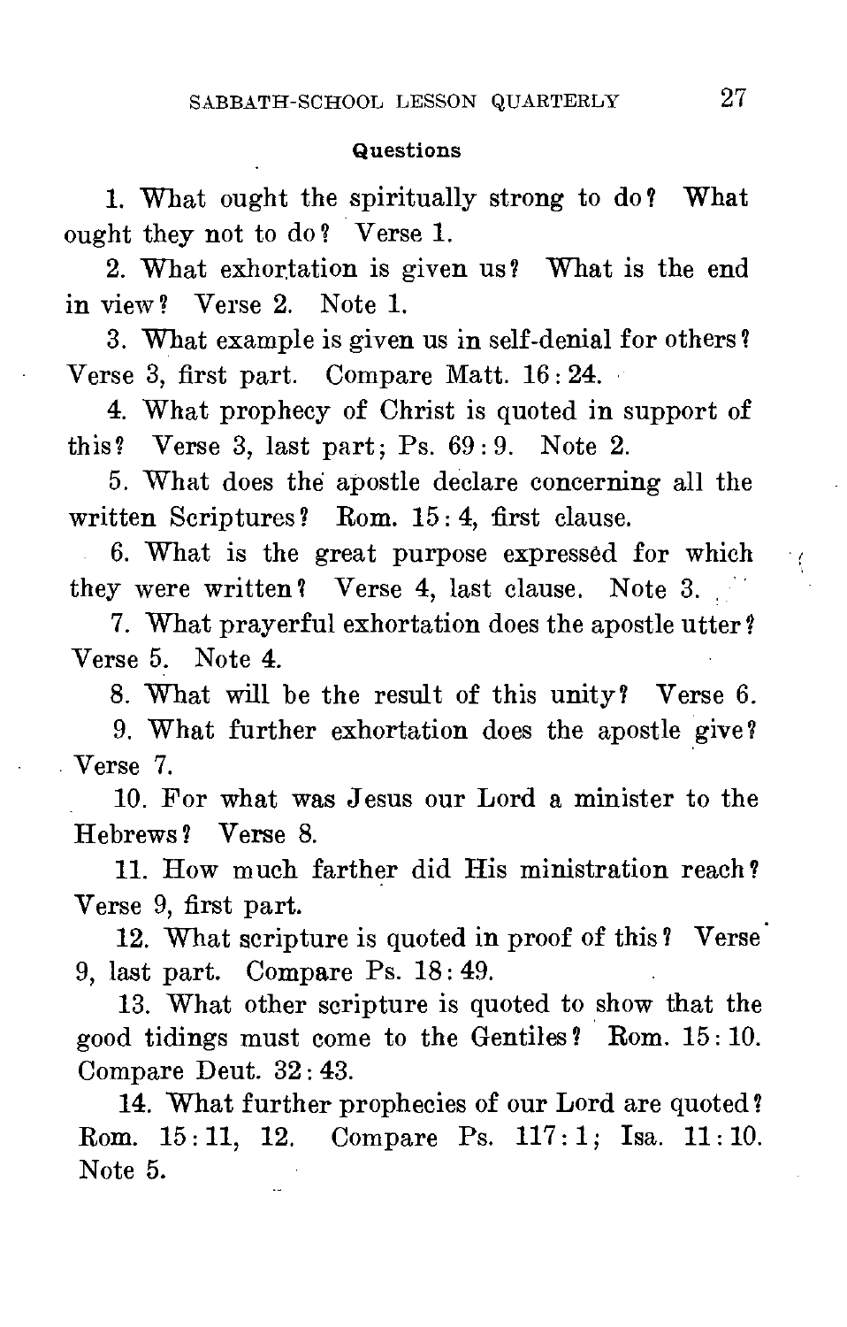### Questions

1. What ought the spiritually strong to do? What ought they not to do? Verse 1.

2. What exhortation is given us? What is the end in view? Verse 2. Note 1.

3. What example is given us in self-denial for others? Verse 3, first part. Compare Matt. 16: 24.

4. What prophecy of Christ is quoted in support of this? Verse 3, last part; Ps. 69: 9. Note 2.

5. What does the apostle declare concerning all the written Scriptures? Rom. 15: 4, first clause.

6. What is the great purpose expressed for which they were written? Verse 4, last clause. Note 3.

7. What prayerful exhortation does the apostle utter? Verse 5. Note 4.

8. What will be the result of this unity? Verse 6.

9. What further exhortation does the apostle give? Verse 7.

10. For what was Jesus our Lord a minister to the Hebrews? Verse 8.

11. How much farther did His ministration reach? Verse 9, first part.

12. What scripture is quoted in proof of this? Verse 9, last part. Compare Ps. 18: 49.

13. What other scripture is quoted to show that the good tidings must come to the Gentiles? Rom. 15: 10. Compare Deut. 32: 43.

14. What further prophecies of our Lord are quoted? Rom. 15: 11, 12. Compare Ps. 117: 1; Isa. 11: 10. Note 5.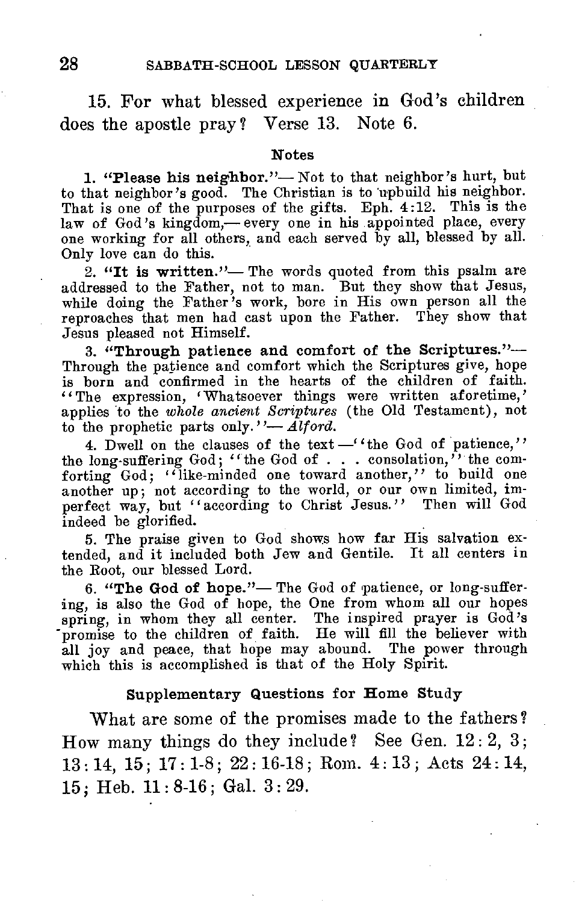15. For what blessed experience in God's children does the apostle pray? Verse 13. Note 6.

### Notes

1. **"Please his neighbor."**— Not to that neighbor's hurt, but to that neighbor's good. The Christian is to upbuild his neighbor. That is one of the purposes of the gifts. Eph. 4:12. This is the law of God's kingdom,— every one in his appointed place, every one working for all others, and each served by all, blessed by all. Only love can do this.

2. **"It is written."**— The words quoted from this psalm are addressed to the Father, not to man. But they show that Jesus, while doing the Father's work, bore in His own person all the reproaches that men had cast upon the Father. They show that Jesus pleased not Himself.

3. **"Through patience and comfort of the Scriptures."**— Through the patience and comfort which the Scriptures give, hope is born and confirmed in the hearts of the children of faith. "The expression, 'Whatsoever things were written aforetime,' applies to the *whole ancient Scriptures* (the Old Testament), not to the prophetic parts only."— *Alford.*

4. Dwell on the clauses of the text —"the God of patience," the long-suffering God; "the God of . . . consolation," the comforting God; "like-minded one toward another," to build one another up; not according to the world, or our own limited, imperfect way, but "according to Christ Jesus." Then will God indeed be glorified.

5. The praise given to God shows how far His salvation extended, and it included both Jew and Gentile. It all centers in the Root, our blessed Lord.

6. **"The God of hope."**— The God of patience, or long-suffering, is also the God of hope, the One from whom all our hopes spring, in whom they all center. The inspired prayer is God's promise to the children of faith. He will fill the believer with all joy and peace, that hope may abound. The power through which this is accomplished is that of the Holy Spirit.

### Supplementary Questions for Home Study

What are some of the promises made to the fathers? How many things do they include? See Gen. 12:2, 3; 13:14, 15; 17:1-8; 22:16-18; Rom. 4:13; Acts 24:14, 15; Heb. 11:8-16; Gal. 3:29.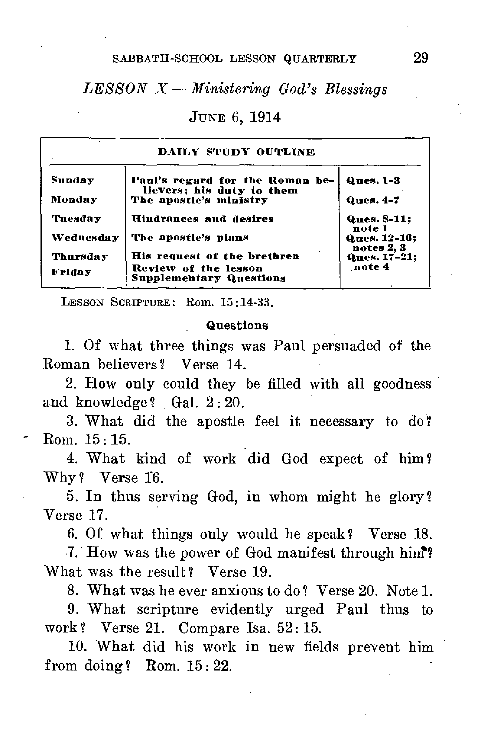## *LESSON X — Ministering God's Blessings*

JUNE 6, 1914

| DAILY STUDY OUTLINE | | |
|---|---|---|
| Sunday | Paul's regard for the Roman believers; his duty to them | Ques. 1-3 |
| Monday | The apostle's ministry | Ques. 4-7 |
| Tuesday | Hindrances and desires | Ques. 8-11; note 1 |
| Wednesday | The apostle's plans | Ques. 12-16; notes 2, 3 |
| Thursday | His request of the brethren | Ques. 17-21; note 4 |
| Friday | Review of the lesson<br>Supplementary Questions | |

LESSON SCRIPTURE: Rom. 15:14-33.

### Questions

1. Of what three things was Paul persuaded of the Roman believers? Verse 14.

2. How only could they be filled with all goodness and knowledge? Gal. 2:20.

3. What did the apostle feel it necessary to do? Rom. 15:15.

4. What kind of work did God expect of him? Why? Verse 16.

5. In thus serving God, in whom might he glory? Verse 17.

6. Of what things only would he speak? Verse 18.

7. How was the power of God manifest through him? What was the result? Verse 19.

8. What was he ever anxious to do? Verse 20. Note 1.

9. What scripture evidently urged Paul thus to work? Verse 21. Compare Isa. 52:15.

10. What did his work in new fields prevent him from doing? Rom. 15:22.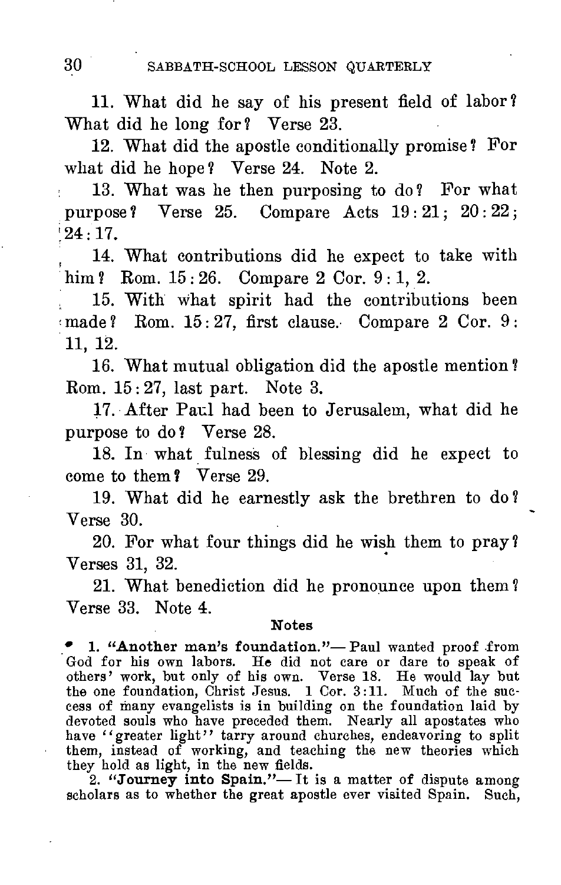11. What did he say of his present field of labor? What did he long for? Verse 23.

12. What did the apostle conditionally promise? For what did he hope? Verse 24. Note 2.

13. What was he then purposing to do? For what purpose? Verse 25. Compare Acts 19:21; 20:22; 24:17.

14. What contributions did he expect to take with him? Rom. 15:26. Compare 2 Cor. 9:1, 2.

15. With what spirit had the contributions been made? Rom. 15:27, first clause. Compare 2 Cor. 9:11, 12.

16. What mutual obligation did the apostle mention? Rom. 15:27, last part. Note 3.

17. After Paul had been to Jerusalem, what did he purpose to do? Verse 28.

18. In what fulness of blessing did he expect to come to them? Verse 29.

19. What did he earnestly ask the brethren to do? Verse 30.

20. For what four things did he wish them to pray? Verses 31, 32.

21. What benediction did he pronounce upon them? Verse 33. Note 4.

#### Notes

1. **"Another man's foundation."**— Paul wanted proof from God for his own labors. He did not care or dare to speak of others' work, but only of his own. Verse 18. He would lay but the one foundation, Christ Jesus. 1 Cor. 3:11. Much of the success of many evangelists is in building on the foundation laid by devoted souls who have preceded them. Nearly all apostates who have "greater light" tarry around churches, endeavoring to split them, instead of working, and teaching the new theories which they hold as light, in the new fields.

2. **"Journey into Spain."**— It is a matter of dispute among scholars as to whether the great apostle ever visited Spain. Such,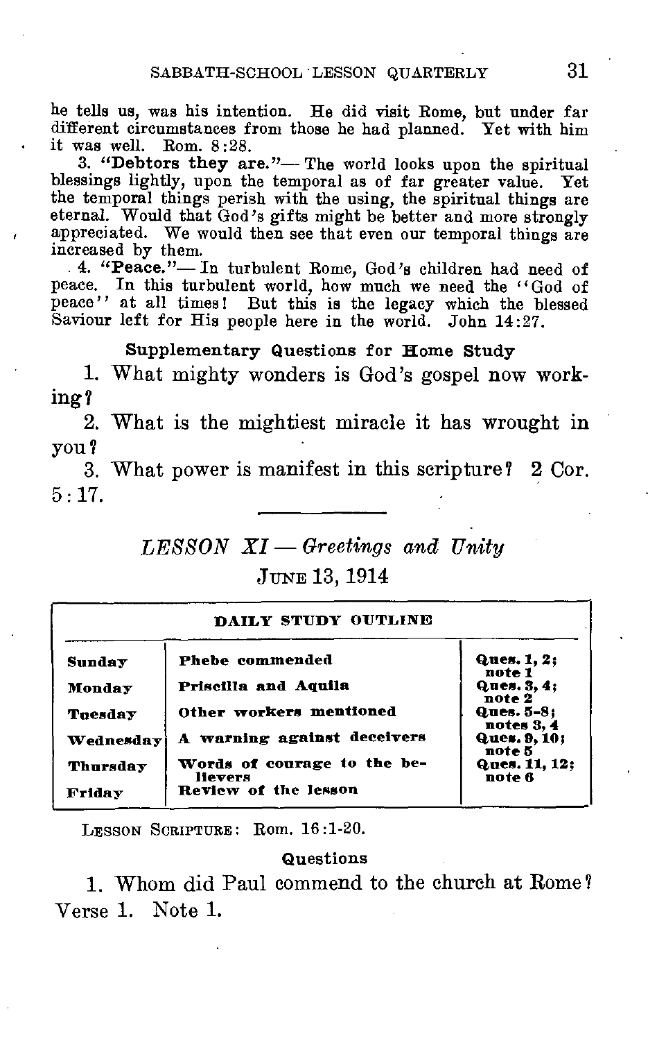he tells us, was his intention. He did visit Rome, but under far different circumstances from those he had planned. Yet with him it was well. Rom. 8:28.

3. **"Debtors they are."**— The world looks upon the spiritual blessings lightly, upon the temporal as of far greater value. Yet the temporal things perish with the using, the spiritual things are eternal. Would that God's gifts might be better and more strongly appreciated. We would then see that even our temporal things are increased by them.

4. **"Peace."**— In turbulent Rome, God's children had need of peace. In this turbulent world, how much we need the "God of peace" at all times! But this is the legacy which the blessed Saviour left for His people here in the world. John 14:27.

### Supplementary Questions for Home Study

1. What mighty wonders is God's gospel now working?

2. What is the mightiest miracle it has wrought in you?

3. What power is manifest in this scripture? 2 Cor. 5:17.

---

## *LESSON XI — Greetings and Unity*

JUNE 13, 1914

| DAILY STUDY OUTLINE | | |
|---|---|---|
| **Sunday** | **Phebe commended** | **Ques. 1, 2; note 1** |
| **Monday** | **Priscilla and Aquila** | **Ques. 3, 4; note 2** |
| **Tuesday** | **Other workers mentioned** | **Ques. 5-8; notes 3, 4** |
| **Wednesday** | **A warning against deceivers** | **Ques. 9, 10; note 5** |
| **Thursday** | **Words of courage to the believers** | **Ques. 11, 12; note 6** |
| **Friday** | **Review of the lesson** | |

LESSON SCRIPTURE: Rom. 16:1-20.

### Questions

1. Whom did Paul commend to the church at Rome? Verse 1. Note 1.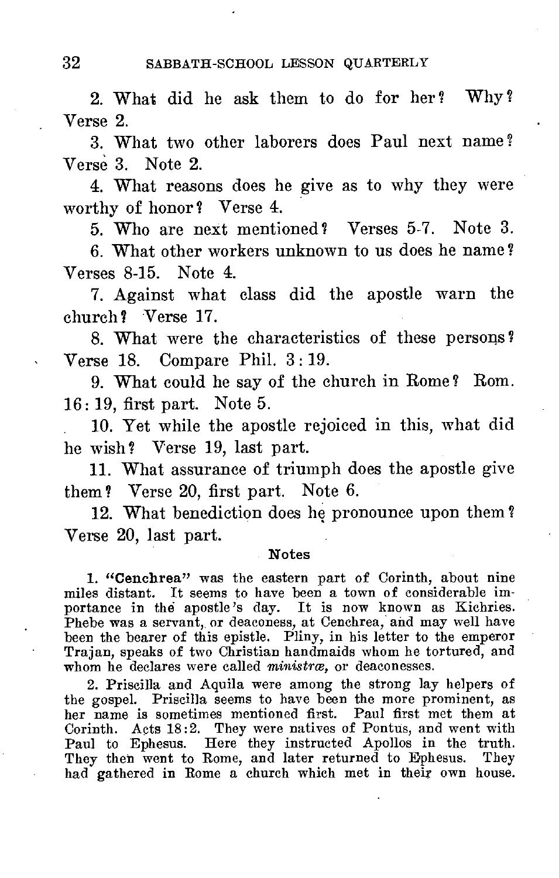2. What did he ask them to do for her? Why? Verse 2.

3. What two other laborers does Paul next name? Verse 3. Note 2.

4. What reasons does he give as to why they were worthy of honor? Verse 4.

5. Who are next mentioned? Verses 5-7. Note 3.

6. What other workers unknown to us does he name? Verses 8-15. Note 4.

7. Against what class did the apostle warn the church? Verse 17.

8. What were the characteristics of these persons? Verse 18. Compare Phil. 3:19.

9. What could he say of the church in Rome? Rom. 16:19, first part. Note 5.

10. Yet while the apostle rejoiced in this, what did he wish? Verse 19, last part.

11. What assurance of triumph does the apostle give them? Verse 20, first part. Note 6.

12. What benediction does he pronounce upon them? Verse 20, last part.

### Notes

1. **"Cenchrea"** was the eastern part of Corinth, about nine miles distant. It seems to have been a town of considerable importance in the apostle's day. It is now known as Kichries. Phebe was a servant, or deaconess, at Cenchrea, and may well have been the bearer of this epistle. Pliny, in his letter to the emperor Trajan, speaks of two Christian handmaids whom he tortured, and whom he declares were called *ministræ*, or deaconesses.

2. Priscilla and Aquila were among the strong lay helpers of the gospel. Priscilla seems to have been the more prominent, as her name is sometimes mentioned first. Paul first met them at Corinth. Acts 18:2. They were natives of Pontus, and went with Paul to Ephesus. Here they instructed Apollos in the truth. They then went to Rome, and later returned to Ephesus. They had gathered in Rome a church which met in their own house.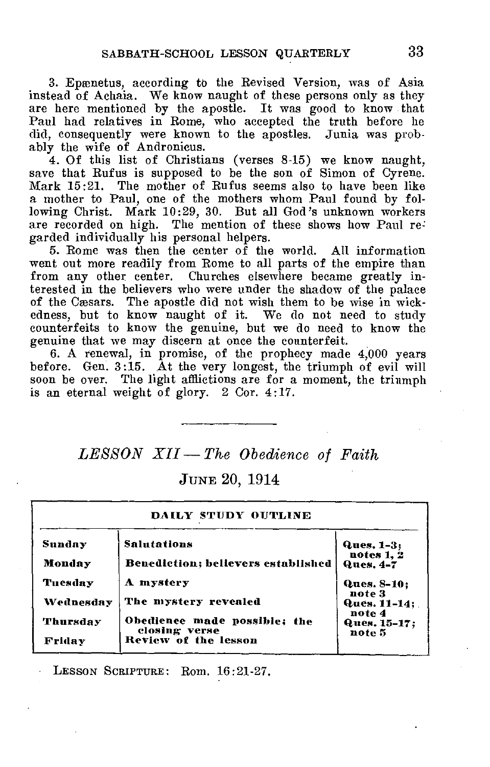3. Epænetus, according to the Revised Version, was of Asia instead of Achaia. We know naught of these persons only as they are here mentioned by the apostle. It was good to know that Paul had relatives in Rome, who accepted the truth before he did, consequently were known to the apostles. Junia was probably the wife of Andronicus.

4. Of this list of Christians (verses 8-15) we know naught, save that Rufus is supposed to be the son of Simon of Cyrene. Mark 15:21. The mother of Rufus seems also to have been like a mother to Paul, one of the mothers whom Paul found by following Christ. Mark 10:29, 30. But all God's unknown workers are recorded on high. The mention of these shows how Paul regarded individually his personal helpers.

5. Rome was then the center of the world. All information went out more readily from Rome to all parts of the empire than from any other center. Churches elsewhere became greatly interested in the believers who were under the shadow of the palace of the Cæsars. The apostle did not wish them to be wise in wickedness, but to know naught of it. We do not need to study counterfeits to know the genuine, but we do need to know the genuine that we may discern at once the counterfeit.

6. A renewal, in promise, of the prophecy made 4,000 years before. Gen. 3:15. At the very longest, the triumph of evil will soon be over. The light afflictions are for a moment, the triumph is an eternal weight of glory. 2 Cor. 4:17.

---

## *LESSON XII — The Obedience of Faith*

### June 20, 1914

| DAILY STUDY OUTLINE | | |
|---|---|---|
| **Sunday** | **Salutations** | **Ques. 1-3; notes 1, 2** |
| **Monday** | **Benediction; believers established** | **Ques. 4-7** |
| **Tuesday** | **A mystery** | **Ques. 8-10; note 3** |
| **Wednesday** | **The mystery revealed** | **Ques. 11-14; note 4** |
| **Thursday** | **Obedience made possible; the closing verse** | **Ques. 15-17; note 5** |
| **Friday** | **Review of the lesson** | |

Lesson Scripture: Rom. 16:21-27.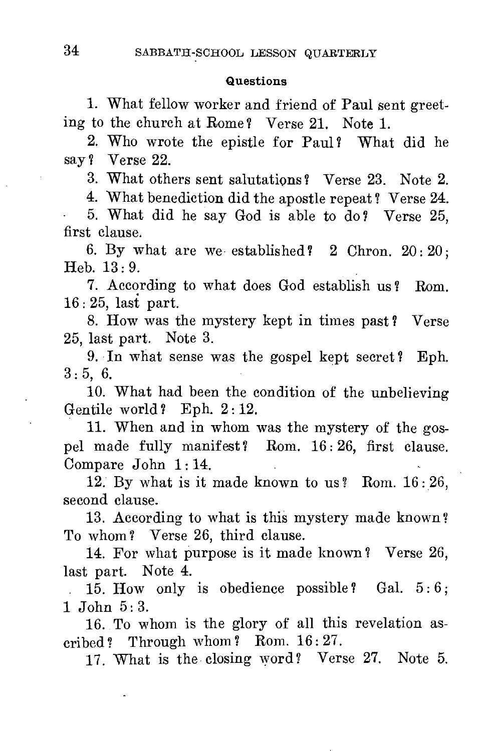### Questions

1. What fellow worker and friend of Paul sent greeting to the church at Rome? Verse 21. Note 1.

2. Who wrote the epistle for Paul? What did he say? Verse 22.

3. What others sent salutations? Verse 23. Note 2.

4. What benediction did the apostle repeat? Verse 24.

5. What did he say God is able to do? Verse 25, first clause.

6. By what are we established? 2 Chron. 20:20; Heb. 13:9.

7. According to what does God establish us? Rom. 16:25, last part.

8. How was the mystery kept in times past? Verse 25, last part. Note 3.

9. In what sense was the gospel kept secret? Eph. 3:5, 6.

10. What had been the condition of the unbelieving Gentile world? Eph. 2:12.

11. When and in whom was the mystery of the gospel made fully manifest? Rom. 16:26, first clause. Compare John 1:14.

12. By what is it made known to us? Rom. 16:26, second clause.

13. According to what is this mystery made known? To whom? Verse 26, third clause.

14. For what purpose is it made known? Verse 26, last part. Note 4.

15. How only is obedience possible? Gal. 5:6; 1 John 5:3.

16. To whom is the glory of all this revelation ascribed? Through whom? Rom. 16:27.

17. What is the closing word? Verse 27. Note 5.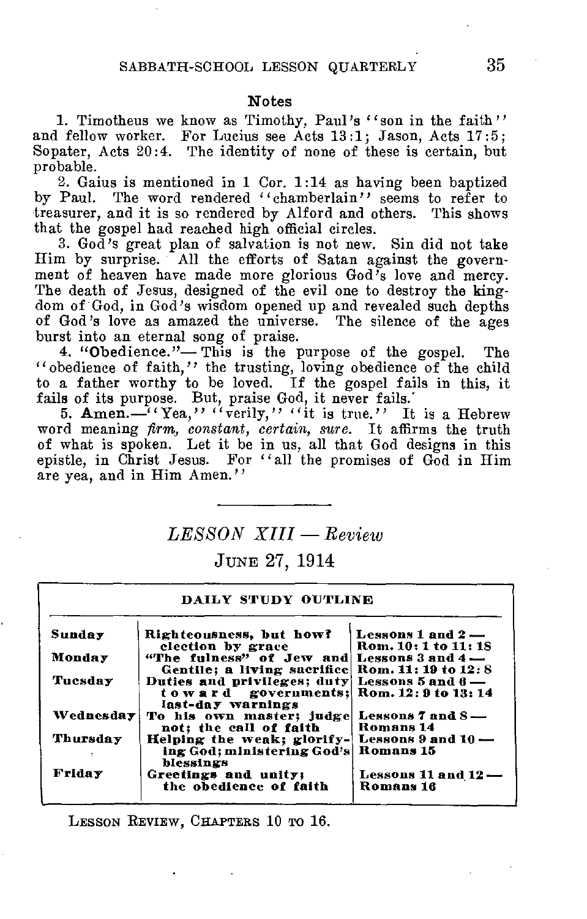### Notes

1. Timotheus we know as Timothy, Paul's "son in the faith" and fellow worker. For Lucius see Acts 13:1; Jason, Acts 17:5; Sopater, Acts 20:4. The identity of none of these is certain, but probable.

2. Gaius is mentioned in 1 Cor. 1:14 as having been baptized by Paul. The word rendered "chamberlain" seems to refer to treasurer, and it is so rendered by Alford and others. This shows that the gospel had reached high official circles.

3. God's great plan of salvation is not new. Sin did not take Him by surprise. All the efforts of Satan against the government of heaven have made more glorious God's love and mercy. The death of Jesus, designed of the evil one to destroy the kingdom of God, in God's wisdom opened up and revealed such depths of God's love as amazed the universe. The silence of the ages burst into an eternal song of praise.

4. **"Obedience."**— This is the purpose of the gospel. The "obedience of faith," the trusting, loving obedience of the child to a father worthy to be loved. If the gospel fails in this, it fails of its purpose. But, praise God, it never fails.

5. **Amen.**—"Yea," "verily," "it is true." It is a Hebrew word meaning *firm, constant, certain, sure.* It affirms the truth of what is spoken. Let it be in us, all that God designs in this epistle, in Christ Jesus. For "all the promises of God in Him are yea, and in Him Amen."

---

## *LESSON XIII — Review*

### June 27, 1914

**DAILY STUDY OUTLINE**

| | | |
|---|---|---|
| **Sunday** | **Righteousness, but how? election by grace** | **Lessons 1 and 2 — Rom. 10:1 to 11:18** |
| **Monday** | **"The fulness" of Jew and Gentile; a living sacrifice** | **Lessons 3 and 4 — Rom. 11:19 to 12:8** |
| **Tuesday** | **Duties and privileges; duty toward governments; last-day warnings** | **Lessons 5 and 6 — Rom. 12:9 to 13:14** |
| **Wednesday** | **To his own master; judge not; the call of faith** | **Lessons 7 and 8 — Romans 14** |
| **Thursday** | **Helping the weak; glorifying God; ministering God's blessings** | **Lessons 9 and 10 — Romans 15** |
| **Friday** | **Greetings and unity; the obedience of faith** | **Lessons 11 and 12 — Romans 16** |

Lesson Review, Chapters 10 to 16.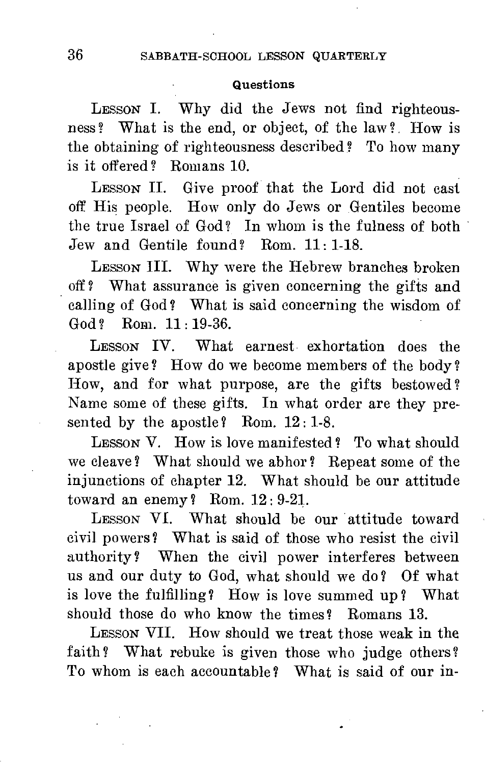### Questions

LESSON I. Why did the Jews not find righteousness? What is the end, or object, of the law? How is the obtaining of righteousness described? To how many is it offered? Romans 10.

LESSON II. Give proof that the Lord did not cast off His people. How only do Jews or Gentiles become the true Israel of God? In whom is the fulness of both Jew and Gentile found? Rom. 11: 1-18.

LESSON III. Why were the Hebrew branches broken off? What assurance is given concerning the gifts and calling of God? What is said concerning the wisdom of God? Rom. 11: 19-36.

LESSON IV. What earnest exhortation does the apostle give? How do we become members of the body? How, and for what purpose, are the gifts bestowed? Name some of these gifts. In what order are they presented by the apostle? Rom. 12: 1-8.

LESSON V. How is love manifested? To what should we cleave? What should we abhor? Repeat some of the injunctions of chapter 12. What should be our attitude toward an enemy? Rom. 12: 9-21.

LESSON VI. What should be our attitude toward civil powers? What is said of those who resist the civil authority? When the civil power interferes between us and our duty to God, what should we do? Of what is love the fulfilling? How is love summed up? What should those do who know the times? Romans 13.

LESSON VII. How should we treat those weak in the faith? What rebuke is given those who judge others? To whom is each accountable? What is said of our in-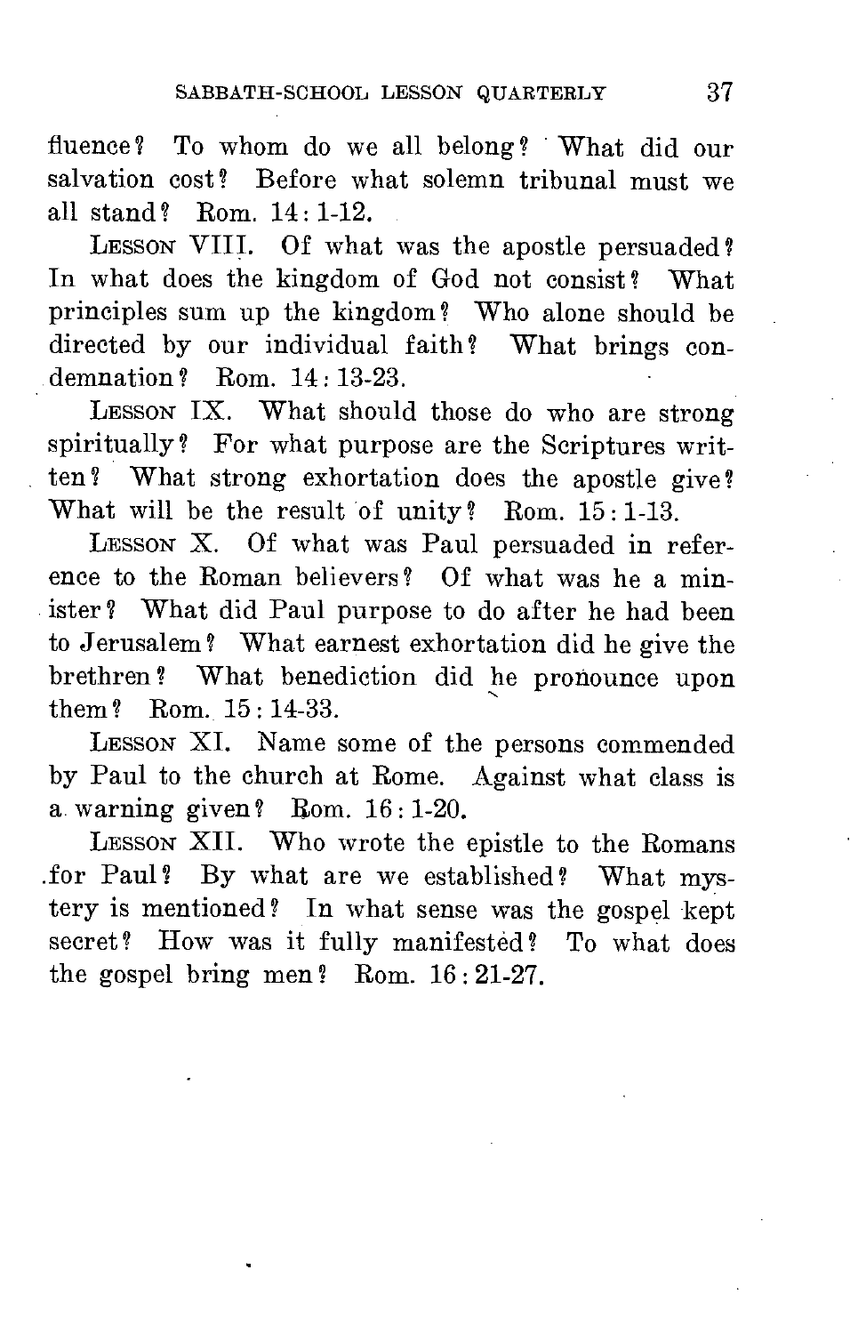fluence? To whom do we all belong? What did our salvation cost? Before what solemn tribunal must we all stand? Rom. 14: 1-12.

Lesson VIII. Of what was the apostle persuaded? In what does the kingdom of God not consist? What principles sum up the kingdom? Who alone should be directed by our individual faith? What brings condemnation? Rom. 14: 13-23.

Lesson IX. What should those do who are strong spiritually? For what purpose are the Scriptures written? What strong exhortation does the apostle give? What will be the result of unity? Rom. 15: 1-13.

Lesson X. Of what was Paul persuaded in reference to the Roman believers? Of what was he a minister? What did Paul purpose to do after he had been to Jerusalem? What earnest exhortation did he give the brethren? What benediction did he pronounce upon them? Rom. 15: 14-33.

Lesson XI. Name some of the persons commended by Paul to the church at Rome. Against what class is a warning given? Rom. 16: 1-20.

Lesson XII. Who wrote the epistle to the Romans for Paul? By what are we established? What mystery is mentioned? In what sense was the gospel kept secret? How was it fully manifested? To what does the gospel bring men? Rom. 16: 21-27.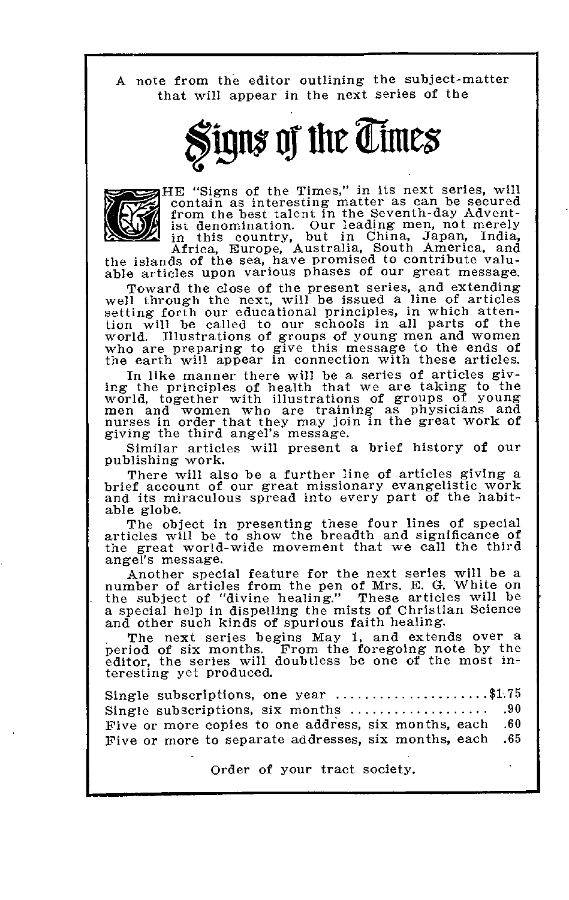A note from the editor outlining the subject-matter that will appear in the next series of the

# Signs of the Times

THE "Signs of the Times," in its next series, will contain as interesting matter as can be secured from the best talent in the Seventh-day Adventist denomination. Our leading men, not merely in this country, but in China, Japan, India, Africa, Europe, Australia, South America, and the islands of the sea, have promised to contribute valuable articles upon various phases of our great message.

Toward the close of the present series, and extending well through the next, will be issued a line of articles setting forth our educational principles, in which attention will be called to our schools in all parts of the world. Illustrations of groups of young men and women who are preparing to give this message to the ends of the earth will appear in connection with these articles.

In like manner there will be a series of articles giving the principles of health that we are taking to the world, together with illustrations of groups of young men and women who are training as physicians and nurses in order that they may join in the great work of giving the third angel's message.

Similar articles will present a brief history of our publishing work.

There will also be a further line of articles giving a brief account of our great missionary evangelistic work and its miraculous spread into every part of the habitable globe.

The object in presenting these four lines of special articles will be to show the breadth and significance of the great world-wide movement that we call the third angel's message.

Another special feature for the next series will be a number of articles from the pen of Mrs. E. G. White on the subject of "divine healing." These articles will be a special help in dispelling the mists of Christian Science and other such kinds of spurious faith healing.

The next series begins May 1, and extends over a period of six months. From the foregoing note by the editor, the series will doubtless be one of the most interesting yet produced.

| | |
|---|---|
| Single subscriptions, one year | $1.75 |
| Single subscriptions, six months | .90 |
| Five or more copies to one address, six months, each | .60 |
| Five or more to separate addresses, six months, each | .65 |

Order of your tract society.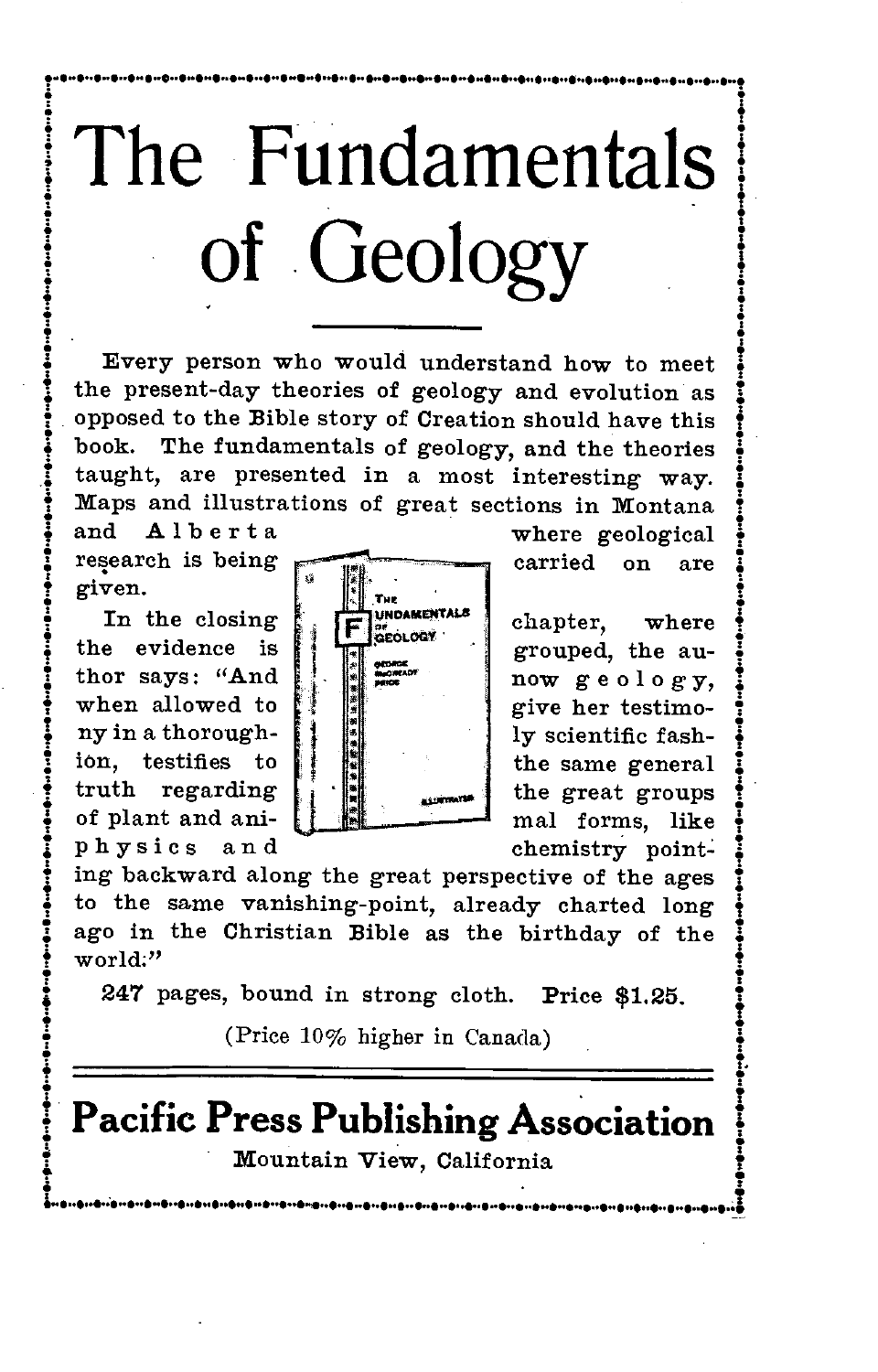# The Fundamentals of Geology

Every person who would understand how to meet the present-day theories of geology and evolution as opposed to the Bible story of Creation should have this book. The fundamentals of geology, and the theories taught, are presented in a most interesting way. Maps and illustrations of great sections in Montana and Alberta where geological research is being carried on are given.

In the closing chapter, where the evidence is grouped, the author says: "And now geology, when allowed to give her testimony in a thoroughly scientific fashion, testifies to the same general truth regarding the great groups of plant and animal forms, like physics and chemistry pointing backward along the great perspective of the ages to the same vanishing-point, already charted long ago in the Christian Bible as the birthday of the world."

247 pages, bound in strong cloth. **Price $1.25.**

(Price 10% higher in Canada)

---

## Pacific Press Publishing Association

Mountain View, California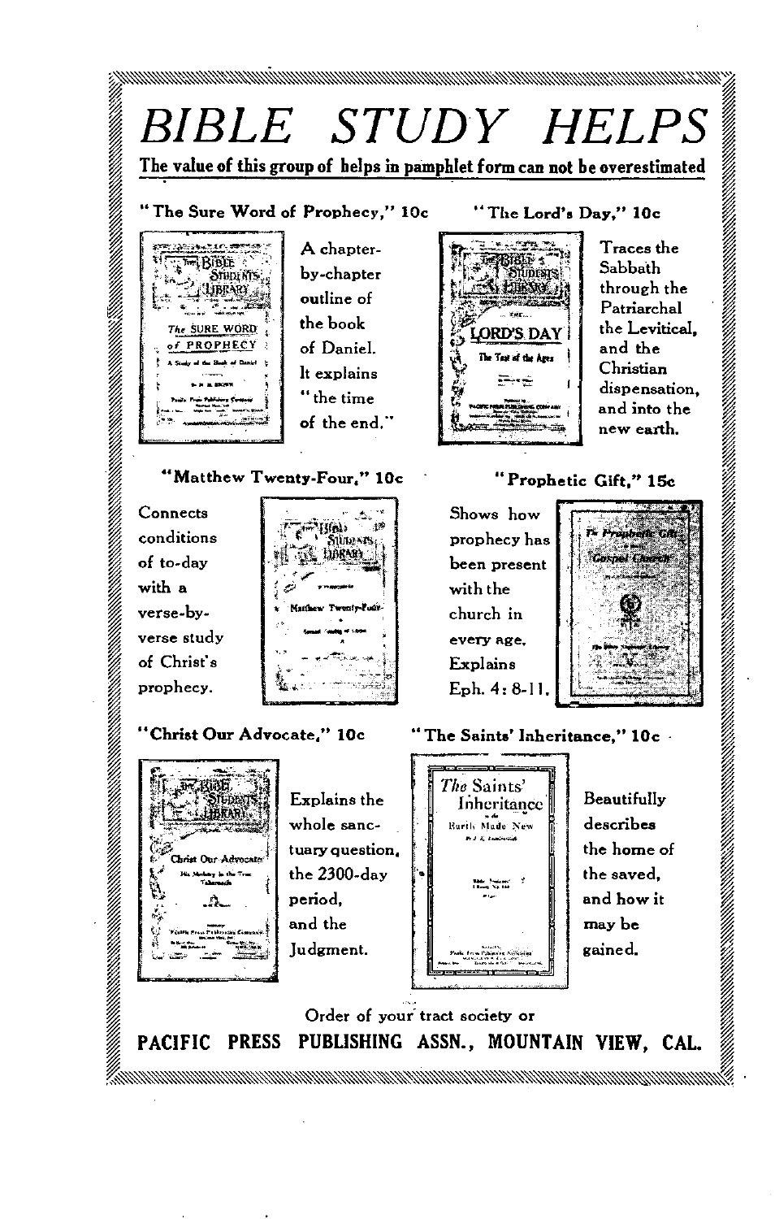# BIBLE STUDY HELPS

**The value of this group of helps in pamphlet form can not be overestimated**

**"The Sure Word of Prophecy," 10c**

A chapter-by-chapter outline of the book of Daniel. It explains "the time of the end."

**"The Lord's Day," 10c**

Traces the Sabbath through the Patriarchal the Levitical, and the Christian dispensation, and into the new earth.

**"Matthew Twenty-Four," 10c**

Connects conditions of to-day with a verse-by-verse study of Christ's prophecy.

**"Prophetic Gift," 15c**

Shows how prophecy has been present with the church in every age. Explains Eph. 4: 8-11.

**"Christ Our Advocate," 10c**

Explains the whole sanctuary question, the 2300-day period, and the Judgment.

**"The Saints' Inheritance," 10c**

Beautifully describes the home of the saved, and how it may be gained.

Order of your tract society or

**PACIFIC PRESS PUBLISHING ASSN., MOUNTAIN VIEW, CAL.**